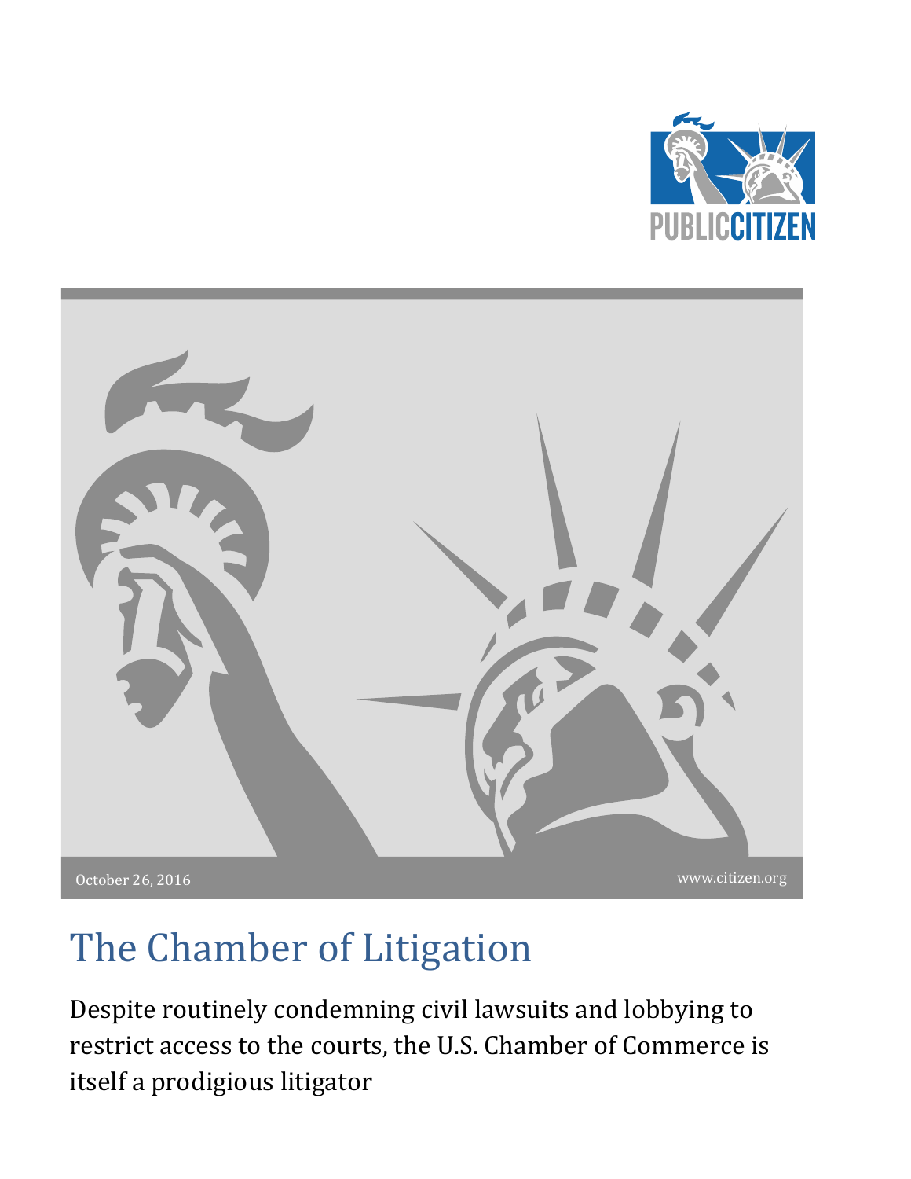PUBLIC CITIZEN

October 26, 2016

www.citizen.org

# The Chamber of Litigation

Despite routinely condemning civil lawsuits and lobbying to restrict access to the courts, the U.S. Chamber of Commerce is itself a prodigious litigator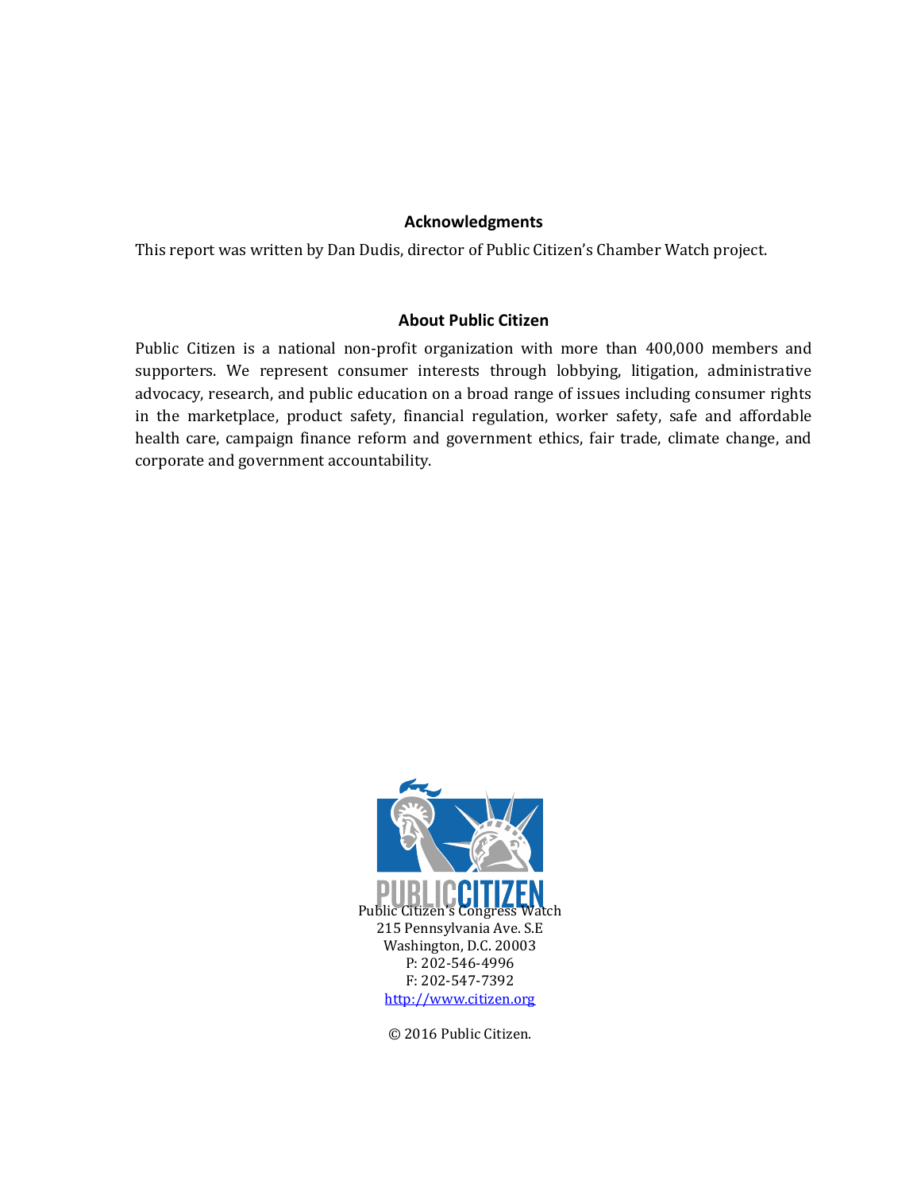## Acknowledgments

This report was written by Dan Dudis, director of Public Citizen's Chamber Watch project.

## About Public Citizen

Public Citizen is a national non-profit organization with more than 400,000 members and supporters. We represent consumer interests through lobbying, litigation, administrative advocacy, research, and public education on a broad range of issues including consumer rights in the marketplace, product safety, financial regulation, worker safety, safe and affordable health care, campaign finance reform and government ethics, fair trade, climate change, and corporate and government accountability.

Public Citizen's Congress Watch
215 Pennsylvania Ave. S.E
Washington, D.C. 20003
P: 202-546-4996
F: 202-547-7392
http://www.citizen.org

© 2016 Public Citizen.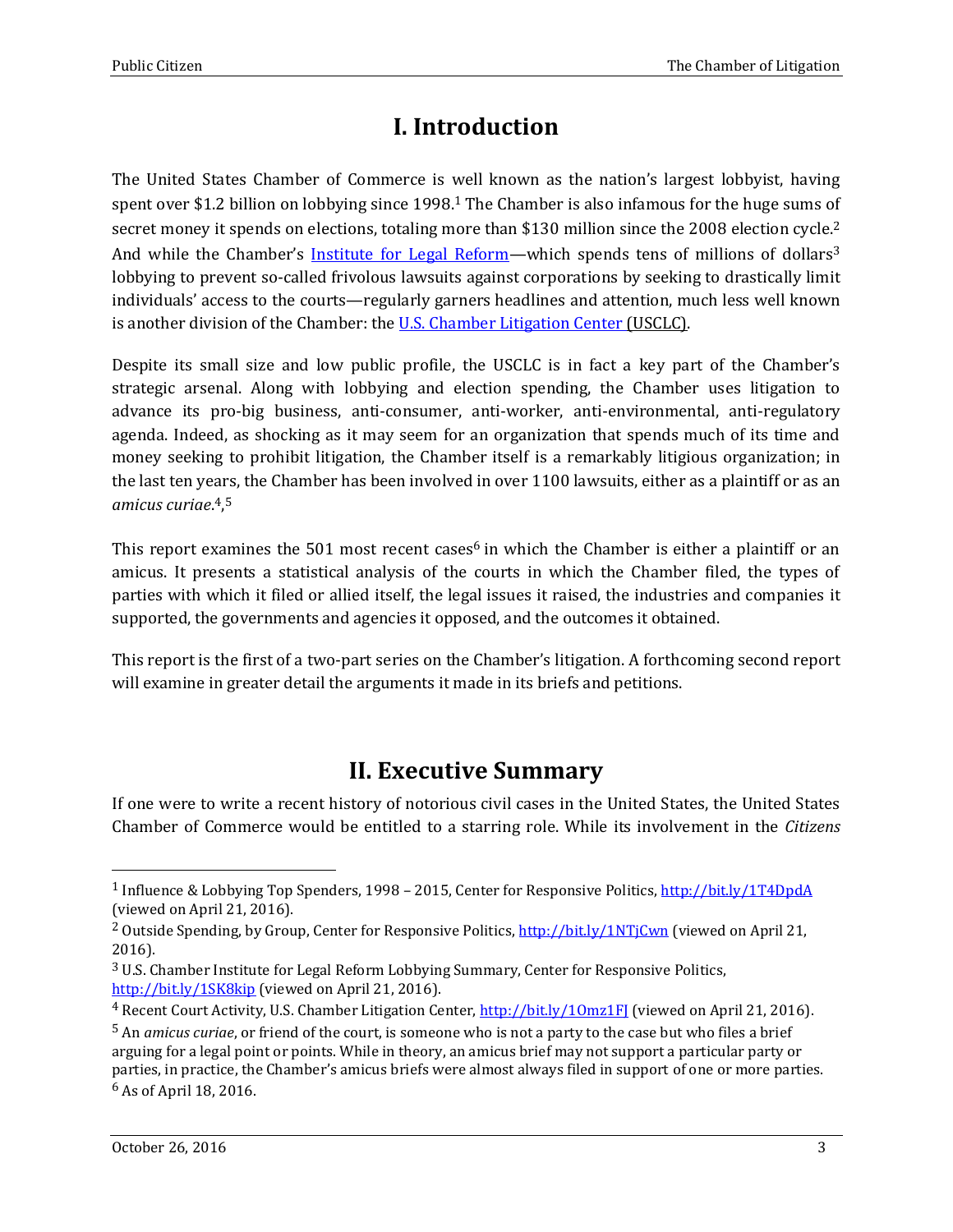# I. Introduction

The United States Chamber of Commerce is well known as the nation's largest lobbyist, having spent over $1.2 billion on lobbying since 1998.[1] The Chamber is also infamous for the huge sums of secret money it spends on elections, totaling more than $130 million since the 2008 election cycle.[2] And while the Chamber's [Institute for Legal Reform](#)—which spends tens of millions of dollars[3] lobbying to prevent so-called frivolous lawsuits against corporations by seeking to drastically limit individuals' access to the courts—regularly garners headlines and attention, much less well known is another division of the Chamber: the [U.S. Chamber Litigation Center](#) (USCLC).

Despite its small size and low public profile, the USCLC is in fact a key part of the Chamber's strategic arsenal. Along with lobbying and election spending, the Chamber uses litigation to advance its pro-big business, anti-consumer, anti-worker, anti-environmental, anti-regulatory agenda. Indeed, as shocking as it may seem for an organization that spends much of its time and money seeking to prohibit litigation, the Chamber itself is a remarkably litigious organization; in the last ten years, the Chamber has been involved in over 1100 lawsuits, either as a plaintiff or as an *amicus curiae*.[4],[5]

This report examines the 501 most recent cases[6] in which the Chamber is either a plaintiff or an amicus. It presents a statistical analysis of the courts in which the Chamber filed, the types of parties with which it filed or allied itself, the legal issues it raised, the industries and companies it supported, the governments and agencies it opposed, and the outcomes it obtained.

This report is the first of a two-part series on the Chamber's litigation. A forthcoming second report will examine in greater detail the arguments it made in its briefs and petitions.

# II. Executive Summary

If one were to write a recent history of notorious civil cases in the United States, the United States Chamber of Commerce would be entitled to a starring role. While its involvement in the *Citizens*

---

[1] Influence & Lobbying Top Spenders, 1998 – 2015, Center for Responsive Politics, http://bit.ly/1T4DpdA (viewed on April 21, 2016).

[2] Outside Spending, by Group, Center for Responsive Politics, http://bit.ly/1NTjCwn (viewed on April 21, 2016).

[3] U.S. Chamber Institute for Legal Reform Lobbying Summary, Center for Responsive Politics, http://bit.ly/1SK8kip (viewed on April 21, 2016).

[4] Recent Court Activity, U.S. Chamber Litigation Center, http://bit.ly/1Omz1FJ (viewed on April 21, 2016).

[5] An *amicus curiae*, or friend of the court, is someone who is not a party to the case but who files a brief arguing for a legal point or points. While in theory, an amicus brief may not support a particular party or parties, in practice, the Chamber's amicus briefs were almost always filed in support of one or more parties.

[6] As of April 18, 2016.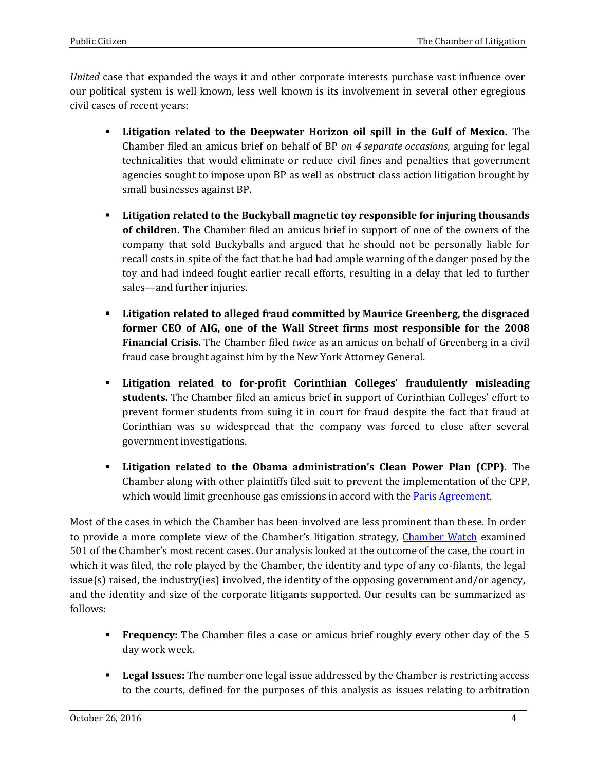*United* case that expanded the ways it and other corporate interests purchase vast influence over our political system is well known, less well known is its involvement in several other egregious civil cases of recent years:

- **Litigation related to the Deepwater Horizon oil spill in the Gulf of Mexico.** The Chamber filed an amicus brief on behalf of BP *on 4 separate occasions*, arguing for legal technicalities that would eliminate or reduce civil fines and penalties that government agencies sought to impose upon BP as well as obstruct class action litigation brought by small businesses against BP.

- **Litigation related to the Buckyball magnetic toy responsible for injuring thousands of children.** The Chamber filed an amicus brief in support of one of the owners of the company that sold Buckyballs and argued that he should not be personally liable for recall costs in spite of the fact that he had had ample warning of the danger posed by the toy and had indeed fought earlier recall efforts, resulting in a delay that led to further sales—and further injuries.

- **Litigation related to alleged fraud committed by Maurice Greenberg, the disgraced former CEO of AIG, one of the Wall Street firms most responsible for the 2008 Financial Crisis.** The Chamber filed *twice* as an amicus on behalf of Greenberg in a civil fraud case brought against him by the New York Attorney General.

- **Litigation related to for-profit Corinthian Colleges' fraudulently misleading students.** The Chamber filed an amicus brief in support of Corinthian Colleges' effort to prevent former students from suing it in court for fraud despite the fact that fraud at Corinthian was so widespread that the company was forced to close after several government investigations.

- **Litigation related to the Obama administration's Clean Power Plan (CPP).** The Chamber along with other plaintiffs filed suit to prevent the implementation of the CPP, which would limit greenhouse gas emissions in accord with the Paris Agreement.

Most of the cases in which the Chamber has been involved are less prominent than these. In order to provide a more complete view of the Chamber's litigation strategy, Chamber Watch examined 501 of the Chamber's most recent cases. Our analysis looked at the outcome of the case, the court in which it was filed, the role played by the Chamber, the identity and type of any co-filants, the legal issue(s) raised, the industry(ies) involved, the identity of the opposing government and/or agency, and the identity and size of the corporate litigants supported. Our results can be summarized as follows:

- **Frequency:** The Chamber files a case or amicus brief roughly every other day of the 5 day work week.

- **Legal Issues:** The number one legal issue addressed by the Chamber is restricting access to the courts, defined for the purposes of this analysis as issues relating to arbitration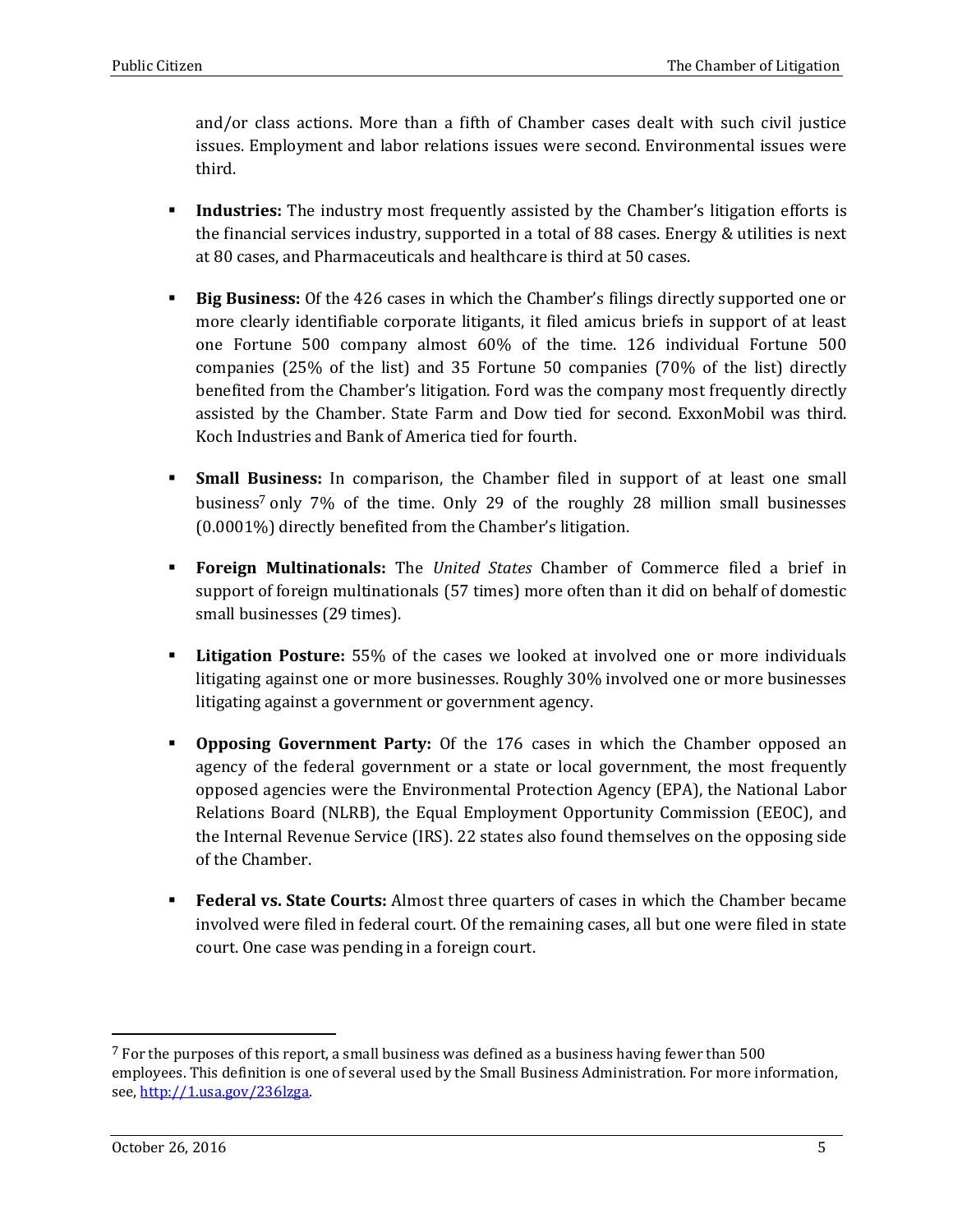and/or class actions. More than a fifth of Chamber cases dealt with such civil justice issues. Employment and labor relations issues were second. Environmental issues were third.

- **Industries:** The industry most frequently assisted by the Chamber's litigation efforts is the financial services industry, supported in a total of 88 cases. Energy & utilities is next at 80 cases, and Pharmaceuticals and healthcare is third at 50 cases.

- **Big Business:** Of the 426 cases in which the Chamber's filings directly supported one or more clearly identifiable corporate litigants, it filed amicus briefs in support of at least one Fortune 500 company almost 60% of the time. 126 individual Fortune 500 companies (25% of the list) and 35 Fortune 50 companies (70% of the list) directly benefited from the Chamber's litigation. Ford was the company most frequently directly assisted by the Chamber. State Farm and Dow tied for second. ExxonMobil was third. Koch Industries and Bank of America tied for fourth.

- **Small Business:** In comparison, the Chamber filed in support of at least one small business[7] only 7% of the time. Only 29 of the roughly 28 million small businesses (0.0001%) directly benefited from the Chamber's litigation.

- **Foreign Multinationals:** The *United States* Chamber of Commerce filed a brief in support of foreign multinationals (57 times) more often than it did on behalf of domestic small businesses (29 times).

- **Litigation Posture:** 55% of the cases we looked at involved one or more individuals litigating against one or more businesses. Roughly 30% involved one or more businesses litigating against a government or government agency.

- **Opposing Government Party:** Of the 176 cases in which the Chamber opposed an agency of the federal government or a state or local government, the most frequently opposed agencies were the Environmental Protection Agency (EPA), the National Labor Relations Board (NLRB), the Equal Employment Opportunity Commission (EEOC), and the Internal Revenue Service (IRS). 22 states also found themselves on the opposing side of the Chamber.

- **Federal vs. State Courts:** Almost three quarters of cases in which the Chamber became involved were filed in federal court. Of the remaining cases, all but one were filed in state court. One case was pending in a foreign court.

---

[7] For the purposes of this report, a small business was defined as a business having fewer than 500 employees. This definition is one of several used by the Small Business Administration. For more information, see, http://1.usa.gov/236lzga.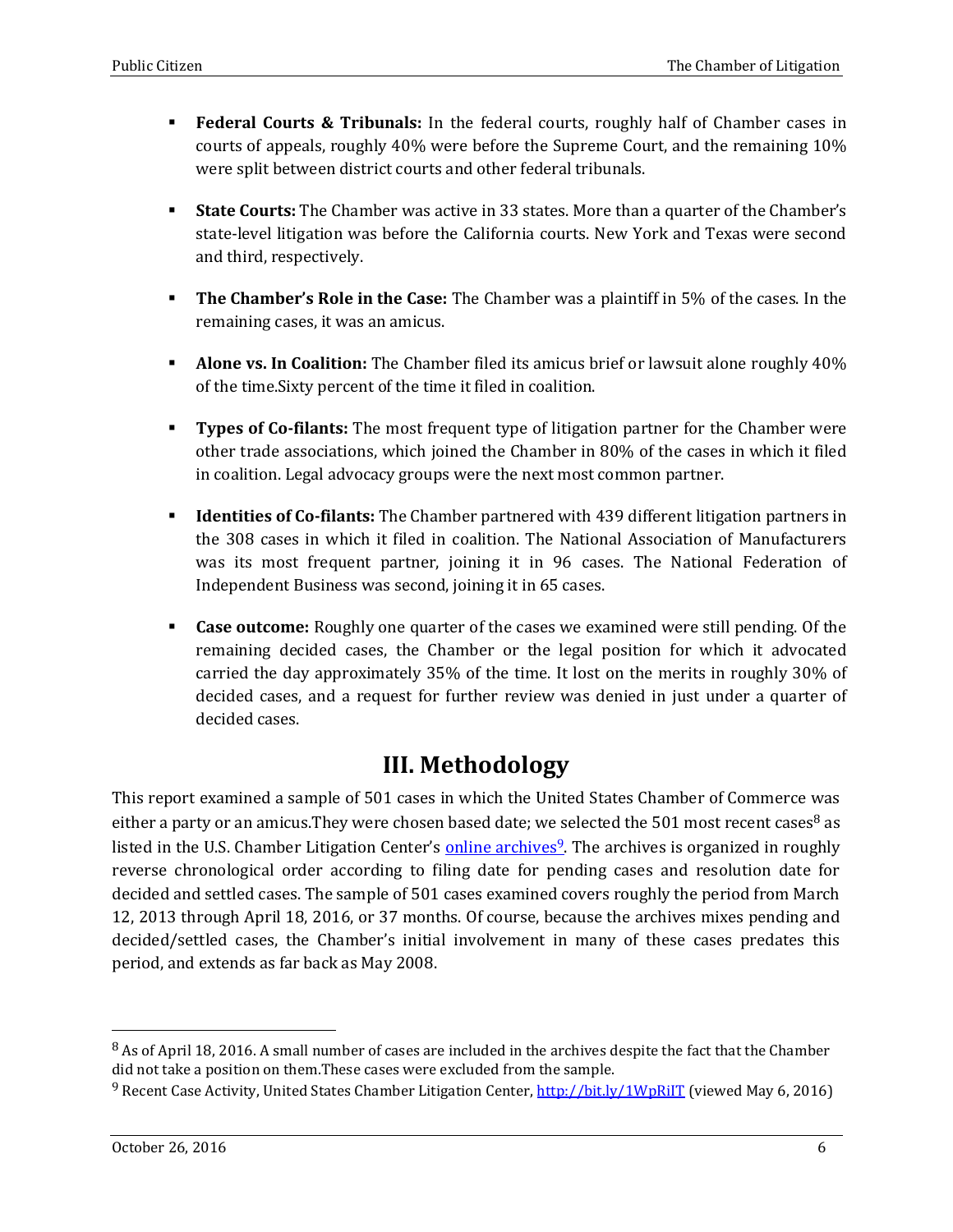- **Federal Courts & Tribunals:** In the federal courts, roughly half of Chamber cases in courts of appeals, roughly 40% were before the Supreme Court, and the remaining 10% were split between district courts and other federal tribunals.

- **State Courts:** The Chamber was active in 33 states. More than a quarter of the Chamber's state-level litigation was before the California courts. New York and Texas were second and third, respectively.

- **The Chamber's Role in the Case:** The Chamber was a plaintiff in 5% of the cases. In the remaining cases, it was an amicus.

- **Alone vs. In Coalition:** The Chamber filed its amicus brief or lawsuit alone roughly 40% of the time.Sixty percent of the time it filed in coalition.

- **Types of Co-filants:** The most frequent type of litigation partner for the Chamber were other trade associations, which joined the Chamber in 80% of the cases in which it filed in coalition. Legal advocacy groups were the next most common partner.

- **Identities of Co-filants:** The Chamber partnered with 439 different litigation partners in the 308 cases in which it filed in coalition. The National Association of Manufacturers was its most frequent partner, joining it in 96 cases. The National Federation of Independent Business was second, joining it in 65 cases.

- **Case outcome:** Roughly one quarter of the cases we examined were still pending. Of the remaining decided cases, the Chamber or the legal position for which it advocated carried the day approximately 35% of the time. It lost on the merits in roughly 30% of decided cases, and a request for further review was denied in just under a quarter of decided cases.

# III. Methodology

This report examined a sample of 501 cases in which the United States Chamber of Commerce was either a party or an amicus.They were chosen based date; we selected the 501 most recent cases[8] as listed in the U.S. Chamber Litigation Center's online archives[9]. The archives is organized in roughly reverse chronological order according to filing date for pending cases and resolution date for decided and settled cases. The sample of 501 cases examined covers roughly the period from March 12, 2013 through April 18, 2016, or 37 months. Of course, because the archives mixes pending and decided/settled cases, the Chamber's initial involvement in many of these cases predates this period, and extends as far back as May 2008.

---

[8] As of April 18, 2016. A small number of cases are included in the archives despite the fact that the Chamber did not take a position on them.These cases were excluded from the sample.

[9] Recent Case Activity, United States Chamber Litigation Center, http://bit.ly/1WpRiIT (viewed May 6, 2016)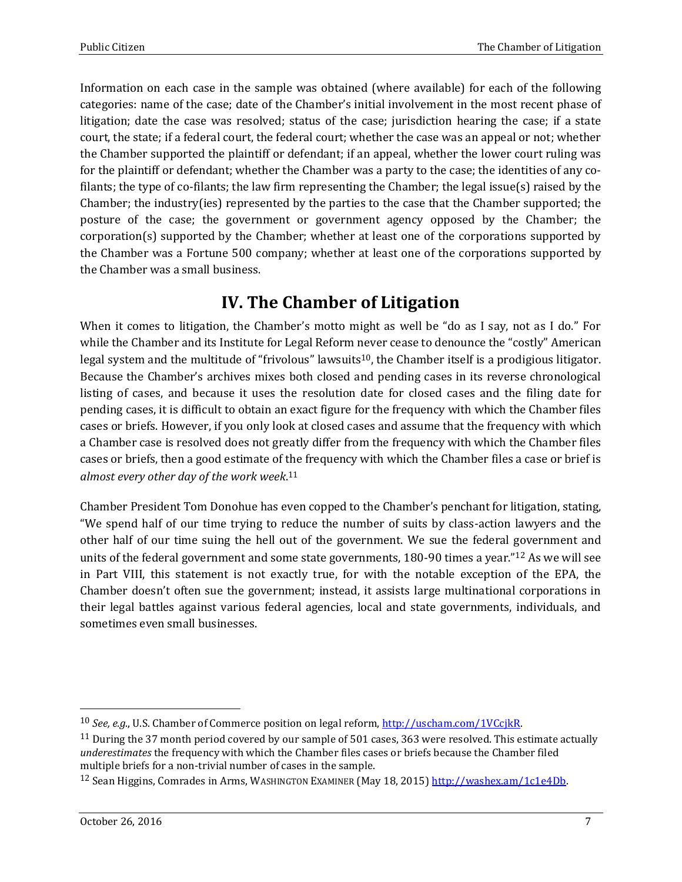Information on each case in the sample was obtained (where available) for each of the following categories: name of the case; date of the Chamber's initial involvement in the most recent phase of litigation; date the case was resolved; status of the case; jurisdiction hearing the case; if a state court, the state; if a federal court, the federal court; whether the case was an appeal or not; whether the Chamber supported the plaintiff or defendant; if an appeal, whether the lower court ruling was for the plaintiff or defendant; whether the Chamber was a party to the case; the identities of any co-filants; the type of co-filants; the law firm representing the Chamber; the legal issue(s) raised by the Chamber; the industry(ies) represented by the parties to the case that the Chamber supported; the posture of the case; the government or government agency opposed by the Chamber; the corporation(s) supported by the Chamber; whether at least one of the corporations supported by the Chamber was a Fortune 500 company; whether at least one of the corporations supported by the Chamber was a small business.

# IV. The Chamber of Litigation

When it comes to litigation, the Chamber's motto might as well be "do as I say, not as I do." For while the Chamber and its Institute for Legal Reform never cease to denounce the "costly" American legal system and the multitude of "frivolous" lawsuits[10], the Chamber itself is a prodigious litigator. Because the Chamber's archives mixes both closed and pending cases in its reverse chronological listing of cases, and because it uses the resolution date for closed cases and the filing date for pending cases, it is difficult to obtain an exact figure for the frequency with which the Chamber files cases or briefs. However, if you only look at closed cases and assume that the frequency with which a Chamber case is resolved does not greatly differ from the frequency with which the Chamber files cases or briefs, then a good estimate of the frequency with which the Chamber files a case or brief is *almost every other day of the work week*.[11]

Chamber President Tom Donohue has even copped to the Chamber's penchant for litigation, stating, "We spend half of our time trying to reduce the number of suits by class-action lawyers and the other half of our time suing the hell out of the government. We sue the federal government and units of the federal government and some state governments, 180-90 times a year."[12] As we will see in Part VIII, this statement is not exactly true, for with the notable exception of the EPA, the Chamber doesn't often sue the government; instead, it assists large multinational corporations in their legal battles against various federal agencies, local and state governments, individuals, and sometimes even small businesses.

---

[10] *See, e.g.*, U.S. Chamber of Commerce position on legal reform, http://uscham.com/1VCcjkR.

[11] During the 37 month period covered by our sample of 501 cases, 363 were resolved. This estimate actually *underestimates* the frequency with which the Chamber files cases or briefs because the Chamber filed multiple briefs for a non-trivial number of cases in the sample.

[12] Sean Higgins, Comrades in Arms, WASHINGTON EXAMINER (May 18, 2015) http://washex.am/1c1e4Db.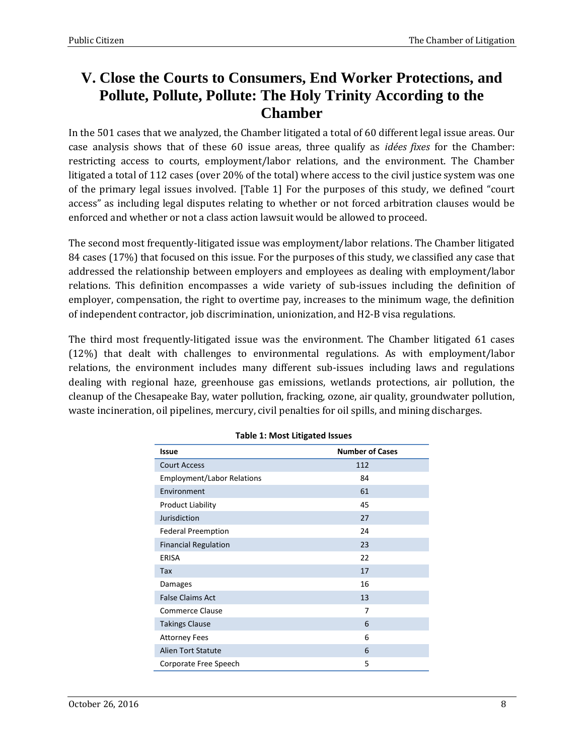## V. Close the Courts to Consumers, End Worker Protections, and Pollute, Pollute, Pollute: The Holy Trinity According to the Chamber

In the 501 cases that we analyzed, the Chamber litigated a total of 60 different legal issue areas. Our case analysis shows that of these 60 issue areas, three qualify as *idées fixes* for the Chamber: restricting access to courts, employment/labor relations, and the environment. The Chamber litigated a total of 112 cases (over 20% of the total) where access to the civil justice system was one of the primary legal issues involved. [Table 1] For the purposes of this study, we defined "court access" as including legal disputes relating to whether or not forced arbitration clauses would be enforced and whether or not a class action lawsuit would be allowed to proceed.

The second most frequently-litigated issue was employment/labor relations. The Chamber litigated 84 cases (17%) that focused on this issue. For the purposes of this study, we classified any case that addressed the relationship between employers and employees as dealing with employment/labor relations. This definition encompasses a wide variety of sub-issues including the definition of employer, compensation, the right to overtime pay, increases to the minimum wage, the definition of independent contractor, job discrimination, unionization, and H2-B visa regulations.

The third most frequently-litigated issue was the environment. The Chamber litigated 61 cases (12%) that dealt with challenges to environmental regulations. As with employment/labor relations, the environment includes many different sub-issues including laws and regulations dealing with regional haze, greenhouse gas emissions, wetlands protections, air pollution, the cleanup of the Chesapeake Bay, water pollution, fracking, ozone, air quality, groundwater pollution, waste incineration, oil pipelines, mercury, civil penalties for oil spills, and mining discharges.

**Table 1: Most Litigated Issues**

| Issue | Number of Cases |
|---|---|
| Court Access | 112 |
| Employment/Labor Relations | 84 |
| Environment | 61 |
| Product Liability | 45 |
| Jurisdiction | 27 |
| Federal Preemption | 24 |
| Financial Regulation | 23 |
| ERISA | 22 |
| Tax | 17 |
| Damages | 16 |
| False Claims Act | 13 |
| Commerce Clause | 7 |
| Takings Clause | 6 |
| Attorney Fees | 6 |
| Alien Tort Statute | 6 |
| Corporate Free Speech | 5 |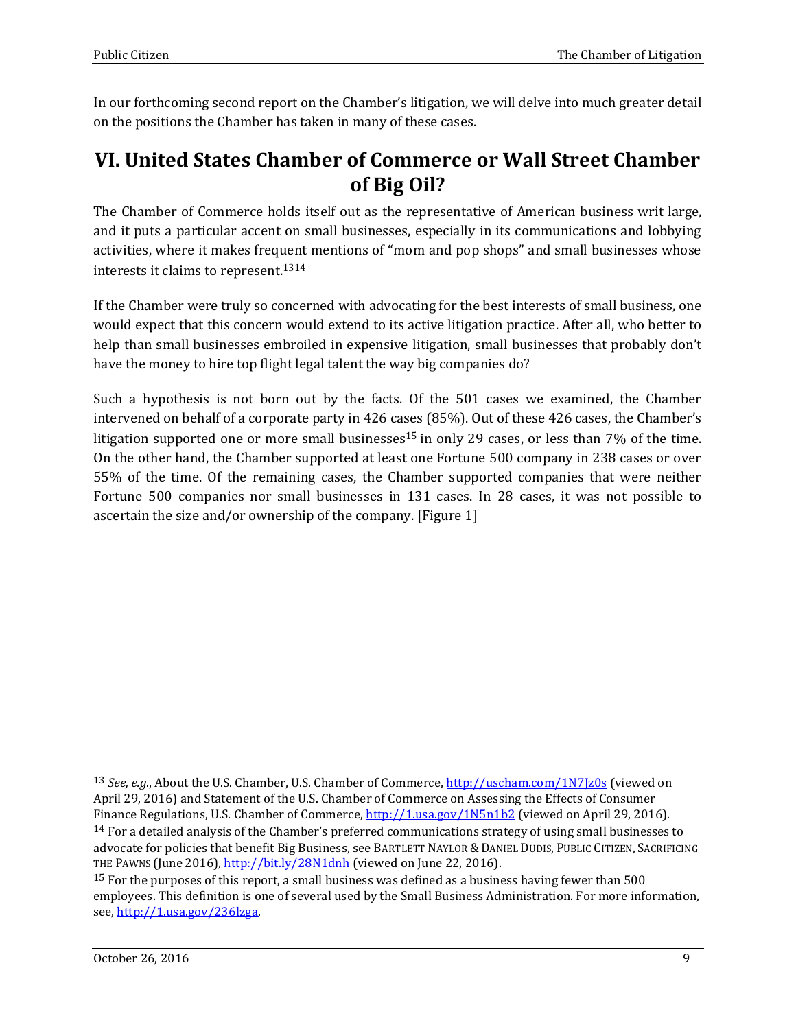In our forthcoming second report on the Chamber's litigation, we will delve into much greater detail on the positions the Chamber has taken in many of these cases.

## VI. United States Chamber of Commerce or Wall Street Chamber of Big Oil?

The Chamber of Commerce holds itself out as the representative of American business writ large, and it puts a particular accent on small businesses, especially in its communications and lobbying activities, where it makes frequent mentions of "mom and pop shops" and small businesses whose interests it claims to represent.[13][14]

If the Chamber were truly so concerned with advocating for the best interests of small business, one would expect that this concern would extend to its active litigation practice. After all, who better to help than small businesses embroiled in expensive litigation, small businesses that probably don't have the money to hire top flight legal talent the way big companies do?

Such a hypothesis is not born out by the facts. Of the 501 cases we examined, the Chamber intervened on behalf of a corporate party in 426 cases (85%). Out of these 426 cases, the Chamber's litigation supported one or more small businesses[15] in only 29 cases, or less than 7% of the time. On the other hand, the Chamber supported at least one Fortune 500 company in 238 cases or over 55% of the time. Of the remaining cases, the Chamber supported companies that were neither Fortune 500 companies nor small businesses in 131 cases. In 28 cases, it was not possible to ascertain the size and/or ownership of the company. [Figure 1]

---

[13] *See, e.g.*, About the U.S. Chamber, U.S. Chamber of Commerce, http://uscham.com/1N7Jz0s (viewed on April 29, 2016) and Statement of the U.S. Chamber of Commerce on Assessing the Effects of Consumer Finance Regulations, U.S. Chamber of Commerce, http://1.usa.gov/1N5n1b2 (viewed on April 29, 2016).

[14] For a detailed analysis of the Chamber's preferred communications strategy of using small businesses to advocate for policies that benefit Big Business, see BARTLETT NAYLOR & DANIEL DUDIS, PUBLIC CITIZEN, SACRIFICING THE PAWNS (June 2016), http://bit.ly/28N1dnh (viewed on June 22, 2016).

[15] For the purposes of this report, a small business was defined as a business having fewer than 500 employees. This definition is one of several used by the Small Business Administration. For more information, see, http://1.usa.gov/236lzga.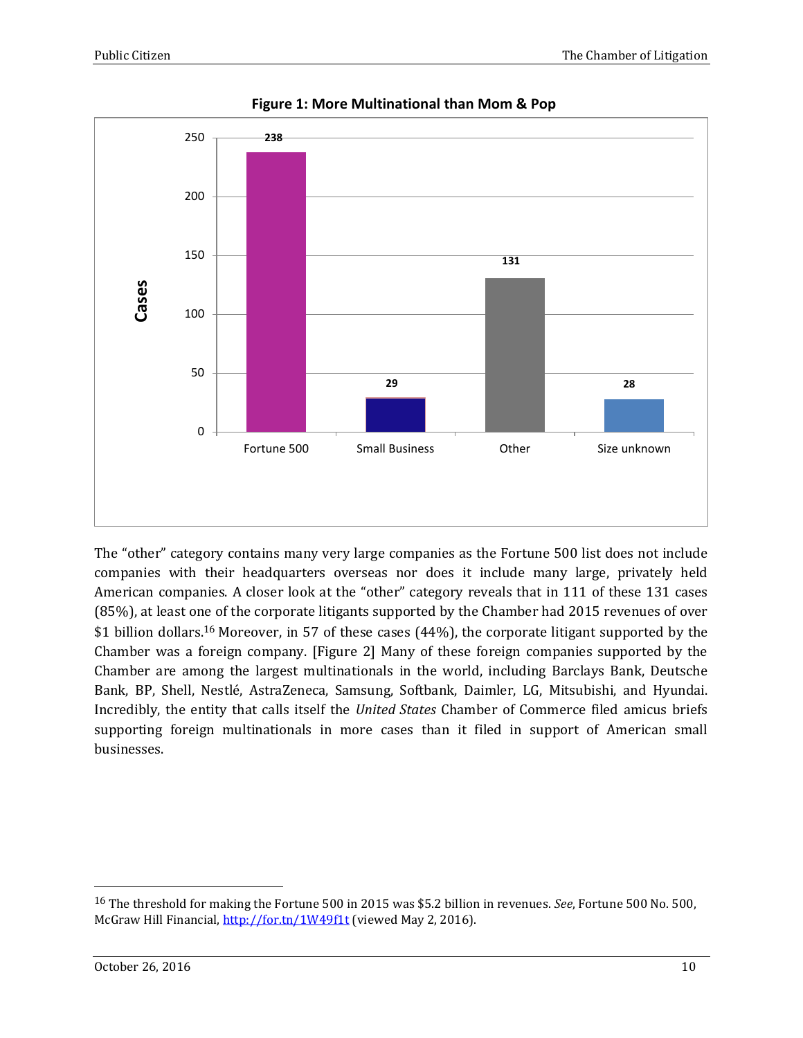**Figure 1: More Multinational than Mom & Pop**

| Category | Cases |
|---|---|
| Fortune 500 | 238 |
| Small Business | 29 |
| Other | 131 |
| Size unknown | 28 |

The "other" category contains many very large companies as the Fortune 500 list does not include companies with their headquarters overseas nor does it include many large, privately held American companies. A closer look at the "other" category reveals that in 111 of these 131 cases (85%), at least one of the corporate litigants supported by the Chamber had 2015 revenues of over $1 billion dollars.[16] Moreover, in 57 of these cases (44%), the corporate litigant supported by the Chamber was a foreign company. [Figure 2] Many of these foreign companies supported by the Chamber are among the largest multinationals in the world, including Barclays Bank, Deutsche Bank, BP, Shell, Nestlé, AstraZeneca, Samsung, Softbank, Daimler, LG, Mitsubishi, and Hyundai. Incredibly, the entity that calls itself the *United States* Chamber of Commerce filed amicus briefs supporting foreign multinationals in more cases than it filed in support of American small businesses.

---

[16] The threshold for making the Fortune 500 in 2015 was $5.2 billion in revenues. *See*, Fortune 500 No. 500, McGraw Hill Financial, http://for.tn/1W49f1t (viewed May 2, 2016).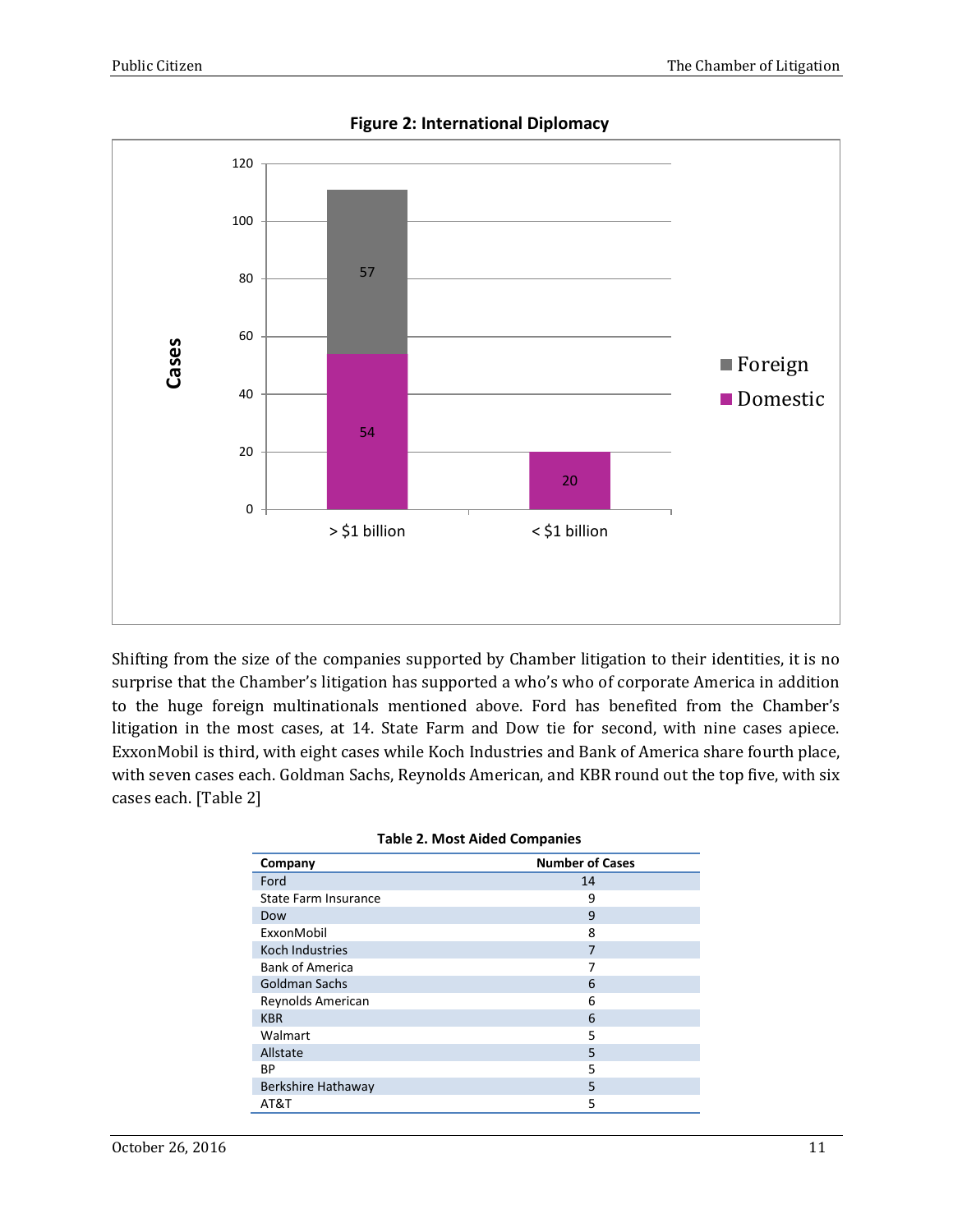**Figure 2: International Diplomacy**

Shifting from the size of the companies supported by Chamber litigation to their identities, it is no surprise that the Chamber's litigation has supported a who's who of corporate America in addition to the huge foreign multinationals mentioned above. Ford has benefited from the Chamber's litigation in the most cases, at 14. State Farm and Dow tie for second, with nine cases apiece. ExxonMobil is third, with eight cases while Koch Industries and Bank of America share fourth place, with seven cases each. Goldman Sachs, Reynolds American, and KBR round out the top five, with six cases each. [Table 2]

**Table 2. Most Aided Companies**

| Company | Number of Cases |
|---|---|
| Ford | 14 |
| State Farm Insurance | 9 |
| Dow | 9 |
| ExxonMobil | 8 |
| Koch Industries | 7 |
| Bank of America | 7 |
| Goldman Sachs | 6 |
| Reynolds American | 6 |
| KBR | 6 |
| Walmart | 5 |
| Allstate | 5 |
| BP | 5 |
| Berkshire Hathaway | 5 |
| AT&T | 5 |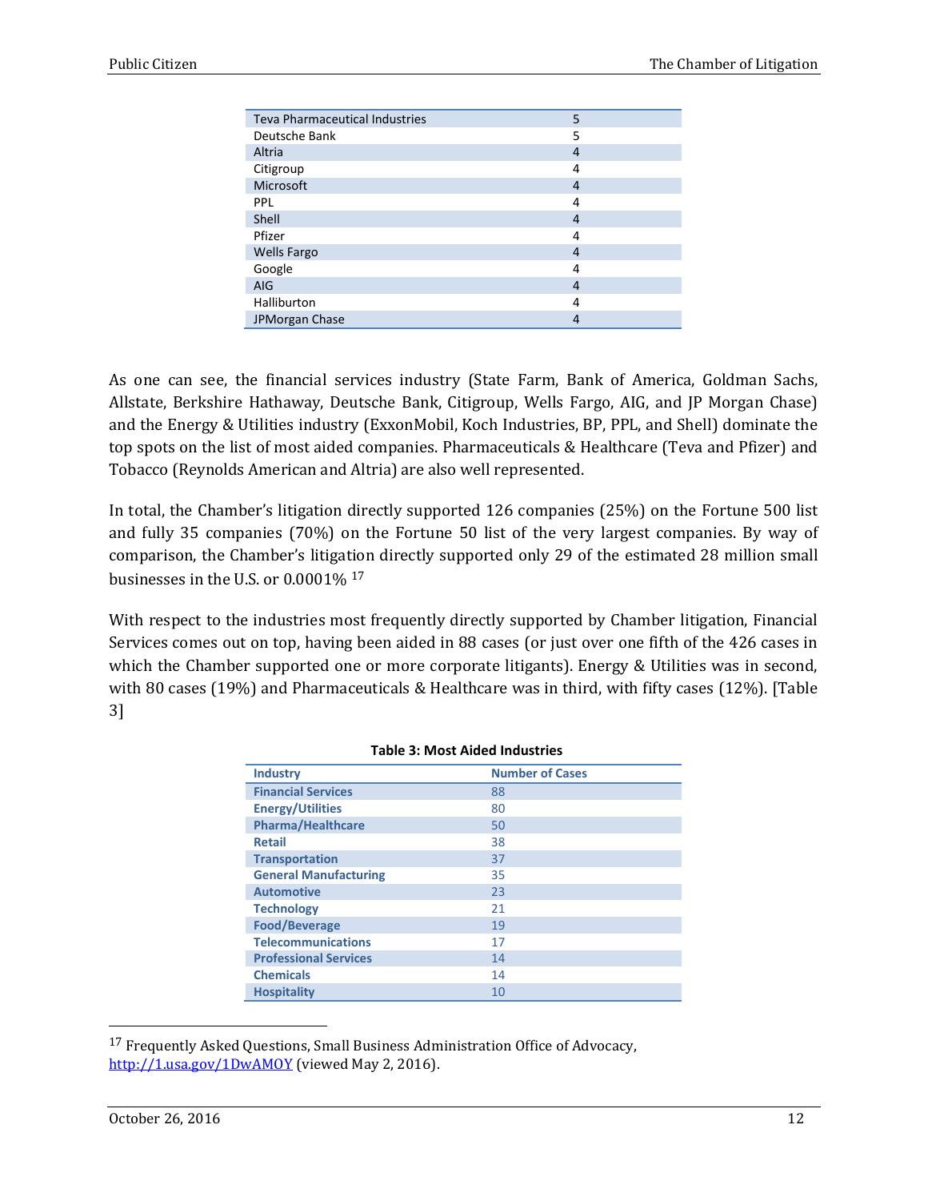| | |
|---|---|
| Teva Pharmaceutical Industries | 5 |
| Deutsche Bank | 5 |
| Altria | 4 |
| Citigroup | 4 |
| Microsoft | 4 |
| PPL | 4 |
| Shell | 4 |
| Pfizer | 4 |
| Wells Fargo | 4 |
| Google | 4 |
| AIG | 4 |
| Halliburton | 4 |
| JPMorgan Chase | 4 |

As one can see, the financial services industry (State Farm, Bank of America, Goldman Sachs, Allstate, Berkshire Hathaway, Deutsche Bank, Citigroup, Wells Fargo, AIG, and JP Morgan Chase) and the Energy & Utilities industry (ExxonMobil, Koch Industries, BP, PPL, and Shell) dominate the top spots on the list of most aided companies. Pharmaceuticals & Healthcare (Teva and Pfizer) and Tobacco (Reynolds American and Altria) are also well represented.

In total, the Chamber's litigation directly supported 126 companies (25%) on the Fortune 500 list and fully 35 companies (70%) on the Fortune 50 list of the very largest companies. By way of comparison, the Chamber's litigation directly supported only 29 of the estimated 28 million small businesses in the U.S. or 0.0001% [17]

With respect to the industries most frequently directly supported by Chamber litigation, Financial Services comes out on top, having been aided in 88 cases (or just over one fifth of the 426 cases in which the Chamber supported one or more corporate litigants). Energy & Utilities was in second, with 80 cases (19%) and Pharmaceuticals & Healthcare was in third, with fifty cases (12%). [Table 3]

**Table 3: Most Aided Industries**

| Industry | Number of Cases |
|---|---|
| **Financial Services** | 88 |
| **Energy/Utilities** | 80 |
| **Pharma/Healthcare** | 50 |
| **Retail** | 38 |
| **Transportation** | 37 |
| **General Manufacturing** | 35 |
| **Automotive** | 23 |
| **Technology** | 21 |
| **Food/Beverage** | 19 |
| **Telecommunications** | 17 |
| **Professional Services** | 14 |
| **Chemicals** | 14 |
| **Hospitality** | 10 |

[17] Frequently Asked Questions, Small Business Administration Office of Advocacy, http://1.usa.gov/1DwAMOY (viewed May 2, 2016).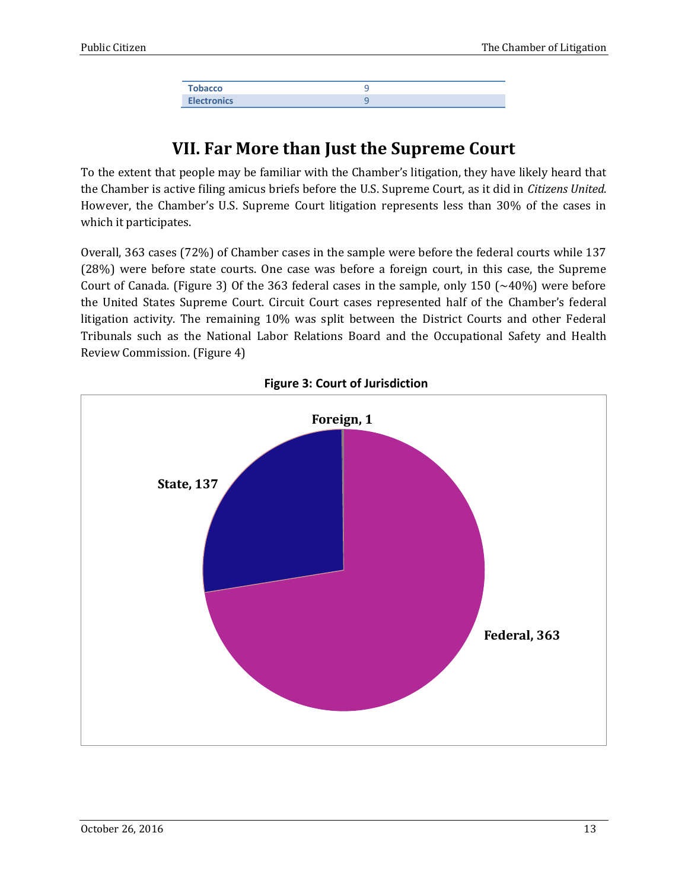| Tobacco | 9 |
| --- | --- |
| Electronics | 9 |

## VII. Far More than Just the Supreme Court

To the extent that people may be familiar with the Chamber's litigation, they have likely heard that the Chamber is active filing amicus briefs before the U.S. Supreme Court, as it did in *Citizens United*. However, the Chamber's U.S. Supreme Court litigation represents less than 30% of the cases in which it participates.

Overall, 363 cases (72%) of Chamber cases in the sample were before the federal courts while 137 (28%) were before state courts. One case was before a foreign court, in this case, the Supreme Court of Canada. (Figure 3) Of the 363 federal cases in the sample, only 150 (~40%) were before the United States Supreme Court. Circuit Court cases represented half of the Chamber's federal litigation activity. The remaining 10% was split between the District Courts and other Federal Tribunals such as the National Labor Relations Board and the Occupational Safety and Health Review Commission. (Figure 4)

**Figure 3: Court of Jurisdiction**

| Court | Cases |
| --- | --- |
| Federal | 363 |
| State | 137 |
| Foreign | 1 |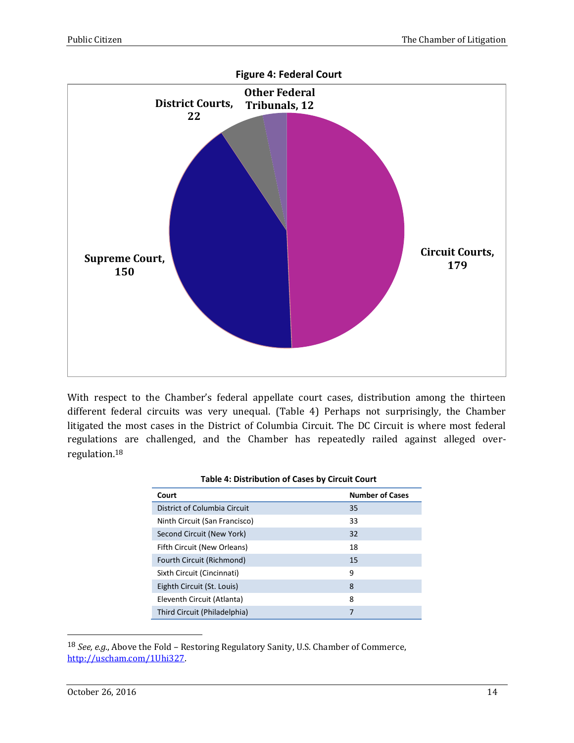**Figure 4: Federal Court**

Circuit Courts, 179
Supreme Court, 150
District Courts, 22
Other Federal Tribunals, 12

With respect to the Chamber's federal appellate court cases, distribution among the thirteen different federal circuits was very unequal. (Table 4) Perhaps not surprisingly, the Chamber litigated the most cases in the District of Columbia Circuit. The DC Circuit is where most federal regulations are challenged, and the Chamber has repeatedly railed against alleged over-regulation.[18]

**Table 4: Distribution of Cases by Circuit Court**

| Court | Number of Cases |
|---|---|
| District of Columbia Circuit | 35 |
| Ninth Circuit (San Francisco) | 33 |
| Second Circuit (New York) | 32 |
| Fifth Circuit (New Orleans) | 18 |
| Fourth Circuit (Richmond) | 15 |
| Sixth Circuit (Cincinnati) | 9 |
| Eighth Circuit (St. Louis) | 8 |
| Eleventh Circuit (Atlanta) | 8 |
| Third Circuit (Philadelphia) | 7 |

[18] *See, e.g.*, Above the Fold – Restoring Regulatory Sanity, U.S. Chamber of Commerce, http://uscham.com/1Uhi327.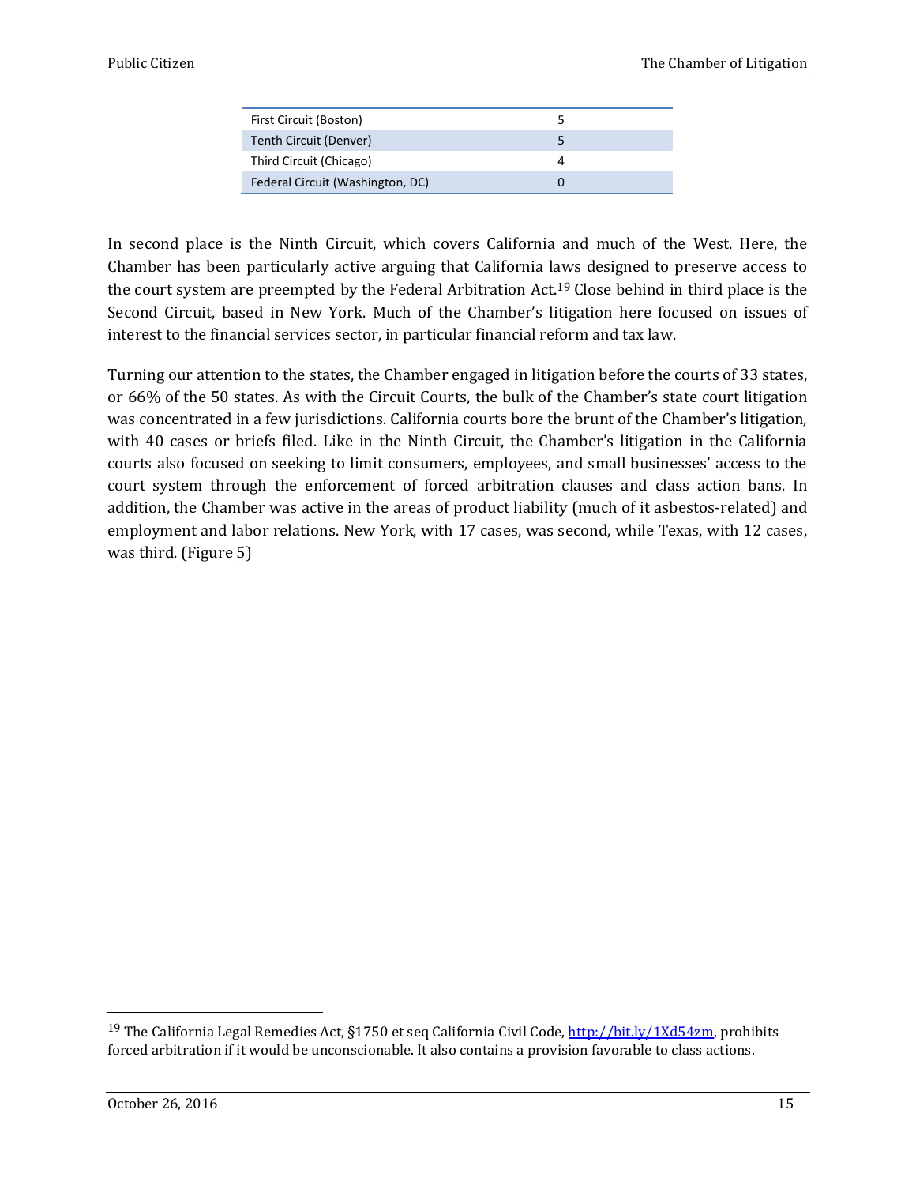| | |
|---|---|
| First Circuit (Boston) | 5 |
| Tenth Circuit (Denver) | 5 |
| Third Circuit (Chicago) | 4 |
| Federal Circuit (Washington, DC) | 0 |

In second place is the Ninth Circuit, which covers California and much of the West. Here, the Chamber has been particularly active arguing that California laws designed to preserve access to the court system are preempted by the Federal Arbitration Act.[19] Close behind in third place is the Second Circuit, based in New York. Much of the Chamber's litigation here focused on issues of interest to the financial services sector, in particular financial reform and tax law.

Turning our attention to the states, the Chamber engaged in litigation before the courts of 33 states, or 66% of the 50 states. As with the Circuit Courts, the bulk of the Chamber's state court litigation was concentrated in a few jurisdictions. California courts bore the brunt of the Chamber's litigation, with 40 cases or briefs filed. Like in the Ninth Circuit, the Chamber's litigation in the California courts also focused on seeking to limit consumers, employees, and small businesses' access to the court system through the enforcement of forced arbitration clauses and class action bans. In addition, the Chamber was active in the areas of product liability (much of it asbestos-related) and employment and labor relations. New York, with 17 cases, was second, while Texas, with 12 cases, was third. (Figure 5)

---

[19] The California Legal Remedies Act, §1750 et seq California Civil Code, http://bit.ly/1Xd54zm, prohibits forced arbitration if it would be unconscionable. It also contains a provision favorable to class actions.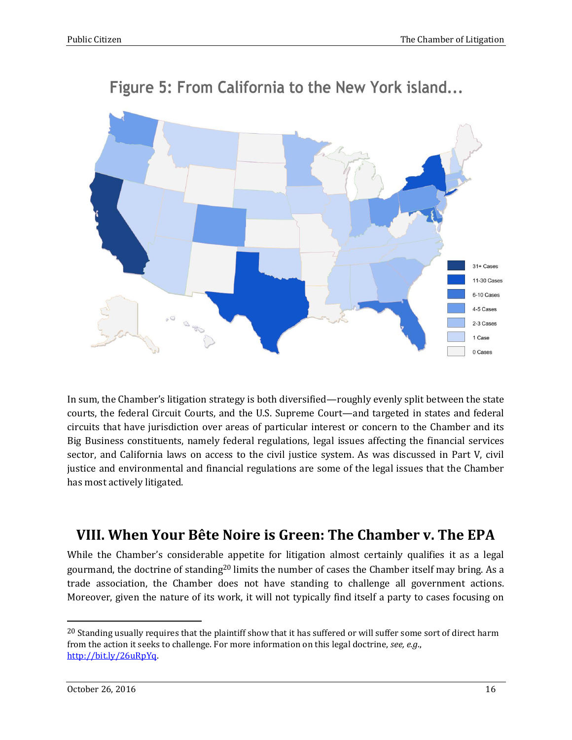Figure 5: From California to the New York island...

31+ Cases
11-30 Cases
6-10 Cases
4-5 Cases
2-3 Cases
1 Case
0 Cases

In sum, the Chamber's litigation strategy is both diversified—roughly evenly split between the state courts, the federal Circuit Courts, and the U.S. Supreme Court—and targeted in states and federal circuits that have jurisdiction over areas of particular interest or concern to the Chamber and its Big Business constituents, namely federal regulations, legal issues affecting the financial services sector, and California laws on access to the civil justice system. As was discussed in Part V, civil justice and environmental and financial regulations are some of the legal issues that the Chamber has most actively litigated.

## VIII. When Your Bête Noire is Green: The Chamber v. The EPA

While the Chamber's considerable appetite for litigation almost certainly qualifies it as a legal gourmand, the doctrine of standing[20] limits the number of cases the Chamber itself may bring. As a trade association, the Chamber does not have standing to challenge all government actions. Moreover, given the nature of its work, it will not typically find itself a party to cases focusing on

---

[20] Standing usually requires that the plaintiff show that it has suffered or will suffer some sort of direct harm from the action it seeks to challenge. For more information on this legal doctrine, *see, e.g.*, http://bit.ly/26uRpYq.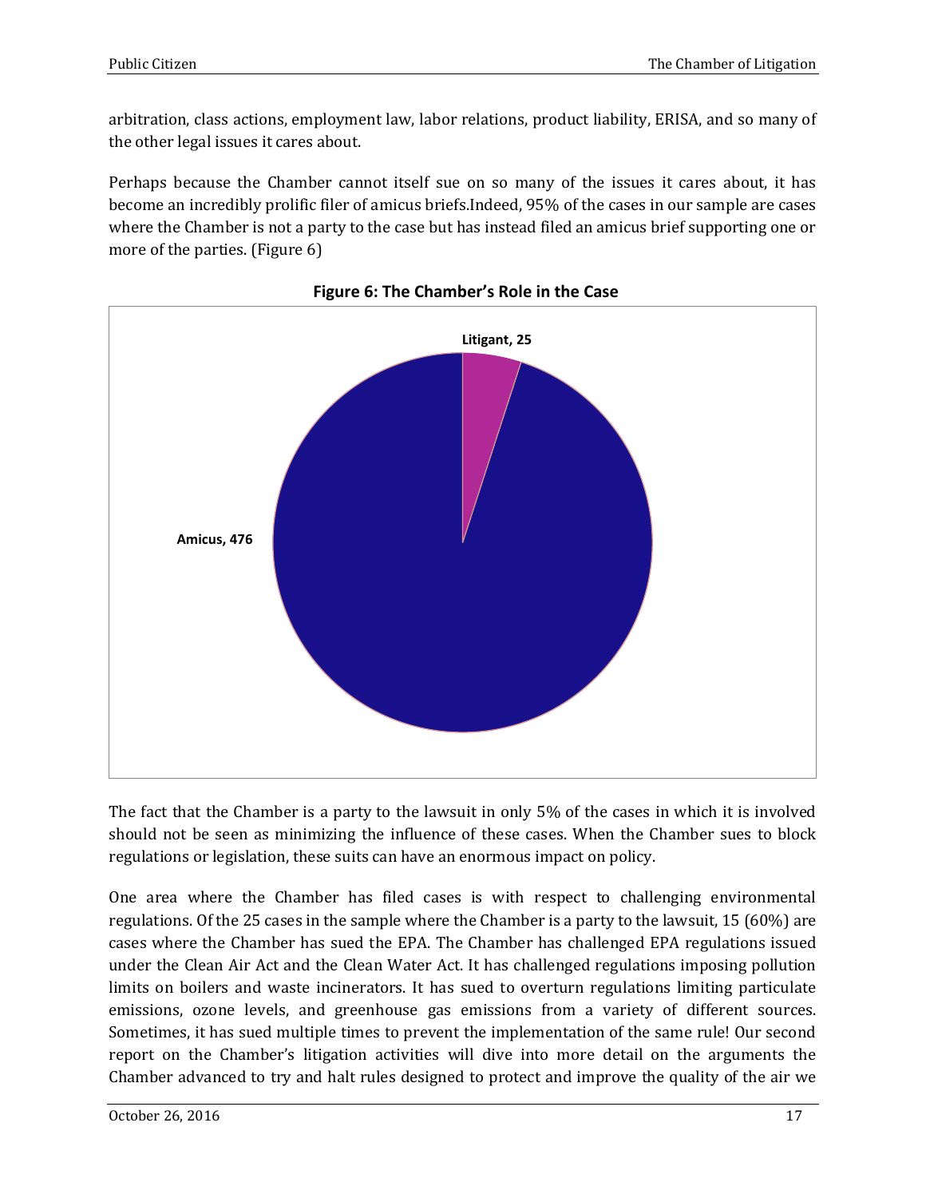arbitration, class actions, employment law, labor relations, product liability, ERISA, and so many of the other legal issues it cares about.

Perhaps because the Chamber cannot itself sue on so many of the issues it cares about, it has become an incredibly prolific filer of amicus briefs.Indeed, 95% of the cases in our sample are cases where the Chamber is not a party to the case but has instead filed an amicus brief supporting one or more of the parties. (Figure 6)

**Figure 6: The Chamber's Role in the Case**

Litigant, 25

Amicus, 476

The fact that the Chamber is a party to the lawsuit in only 5% of the cases in which it is involved should not be seen as minimizing the influence of these cases. When the Chamber sues to block regulations or legislation, these suits can have an enormous impact on policy.

One area where the Chamber has filed cases is with respect to challenging environmental regulations. Of the 25 cases in the sample where the Chamber is a party to the lawsuit, 15 (60%) are cases where the Chamber has sued the EPA. The Chamber has challenged EPA regulations issued under the Clean Air Act and the Clean Water Act. It has challenged regulations imposing pollution limits on boilers and waste incinerators. It has sued to overturn regulations limiting particulate emissions, ozone levels, and greenhouse gas emissions from a variety of different sources. Sometimes, it has sued multiple times to prevent the implementation of the same rule! Our second report on the Chamber's litigation activities will dive into more detail on the arguments the Chamber advanced to try and halt rules designed to protect and improve the quality of the air we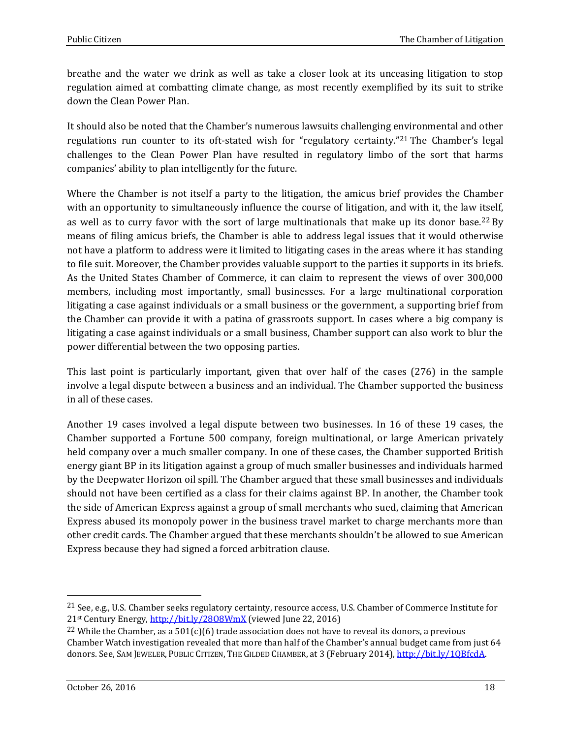breathe and the water we drink as well as take a closer look at its unceasing litigation to stop regulation aimed at combatting climate change, as most recently exemplified by its suit to strike down the Clean Power Plan.

It should also be noted that the Chamber's numerous lawsuits challenging environmental and other regulations run counter to its oft-stated wish for "regulatory certainty."[21] The Chamber's legal challenges to the Clean Power Plan have resulted in regulatory limbo of the sort that harms companies' ability to plan intelligently for the future.

Where the Chamber is not itself a party to the litigation, the amicus brief provides the Chamber with an opportunity to simultaneously influence the course of litigation, and with it, the law itself, as well as to curry favor with the sort of large multinationals that make up its donor base.[22] By means of filing amicus briefs, the Chamber is able to address legal issues that it would otherwise not have a platform to address were it limited to litigating cases in the areas where it has standing to file suit. Moreover, the Chamber provides valuable support to the parties it supports in its briefs. As the United States Chamber of Commerce, it can claim to represent the views of over 300,000 members, including most importantly, small businesses. For a large multinational corporation litigating a case against individuals or a small business or the government, a supporting brief from the Chamber can provide it with a patina of grassroots support. In cases where a big company is litigating a case against individuals or a small business, Chamber support can also work to blur the power differential between the two opposing parties.

This last point is particularly important, given that over half of the cases (276) in the sample involve a legal dispute between a business and an individual. The Chamber supported the business in all of these cases.

Another 19 cases involved a legal dispute between two businesses. In 16 of these 19 cases, the Chamber supported a Fortune 500 company, foreign multinational, or large American privately held company over a much smaller company. In one of these cases, the Chamber supported British energy giant BP in its litigation against a group of much smaller businesses and individuals harmed by the Deepwater Horizon oil spill. The Chamber argued that these small businesses and individuals should not have been certified as a class for their claims against BP. In another, the Chamber took the side of American Express against a group of small merchants who sued, claiming that American Express abused its monopoly power in the business travel market to charge merchants more than other credit cards. The Chamber argued that these merchants shouldn't be allowed to sue American Express because they had signed a forced arbitration clause.

---

[21] See, e.g., U.S. Chamber seeks regulatory certainty, resource access, U.S. Chamber of Commerce Institute for 21st Century Energy, http://bit.ly/28O8WmX (viewed June 22, 2016)

[22] While the Chamber, as a 501(c)(6) trade association does not have to reveal its donors, a previous Chamber Watch investigation revealed that more than half of the Chamber's annual budget came from just 64 donors. See, SAM JEWELER, PUBLIC CITIZEN, THE GILDED CHAMBER, at 3 (February 2014), http://bit.ly/1QBfcdA.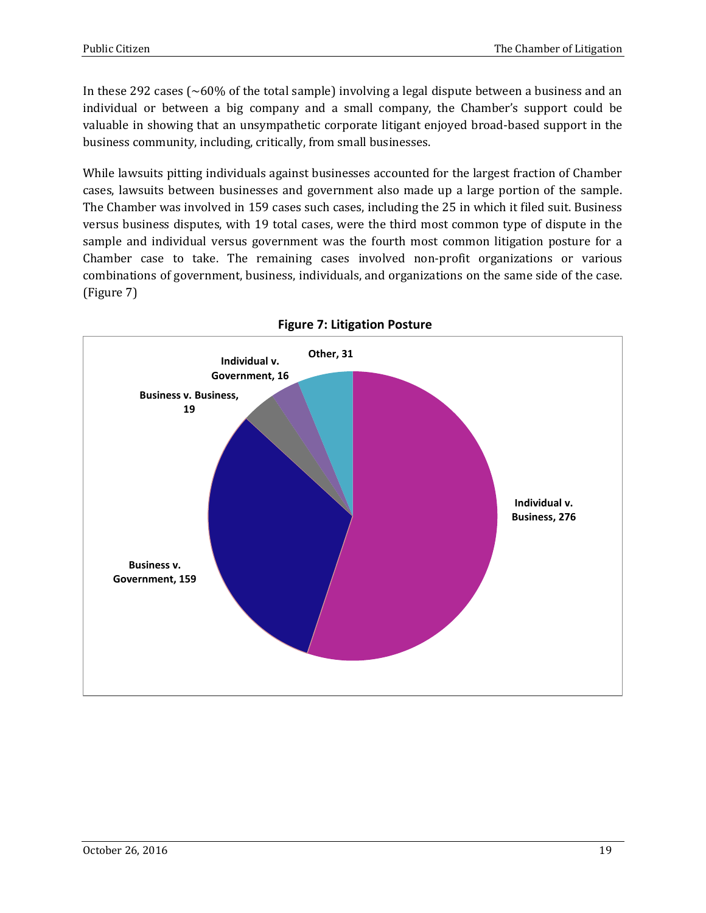In these 292 cases (~60% of the total sample) involving a legal dispute between a business and an individual or between a big company and a small company, the Chamber's support could be valuable in showing that an unsympathetic corporate litigant enjoyed broad-based support in the business community, including, critically, from small businesses.

While lawsuits pitting individuals against businesses accounted for the largest fraction of Chamber cases, lawsuits between businesses and government also made up a large portion of the sample. The Chamber was involved in 159 cases such cases, including the 25 in which it filed suit. Business versus business disputes, with 19 total cases, were the third most common type of dispute in the sample and individual versus government was the fourth most common litigation posture for a Chamber case to take. The remaining cases involved non-profit organizations or various combinations of government, business, individuals, and organizations on the same side of the case. (Figure 7)

**Figure 7: Litigation Posture**

| Litigation Posture | Cases |
|---|---|
| Individual v. Business | 276 |
| Business v. Government | 159 |
| Business v. Business | 19 |
| Individual v. Government | 16 |
| Other | 31 |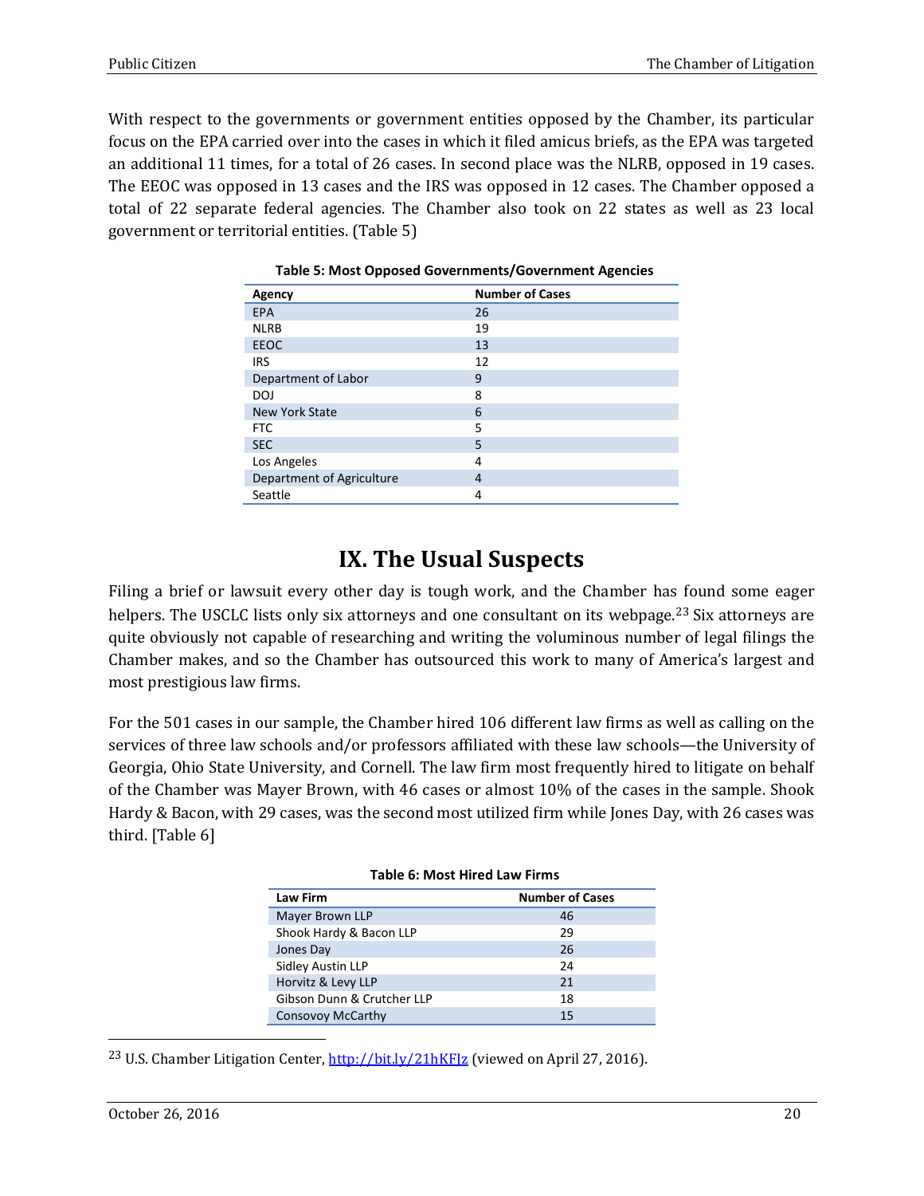With respect to the governments or government entities opposed by the Chamber, its particular focus on the EPA carried over into the cases in which it filed amicus briefs, as the EPA was targeted an additional 11 times, for a total of 26 cases. In second place was the NLRB, opposed in 19 cases. The EEOC was opposed in 13 cases and the IRS was opposed in 12 cases. The Chamber opposed a total of 22 separate federal agencies. The Chamber also took on 22 states as well as 23 local government or territorial entities. (Table 5)

**Table 5: Most Opposed Governments/Government Agencies**

| Agency | Number of Cases |
|---|---|
| EPA | 26 |
| NLRB | 19 |
| EEOC | 13 |
| IRS | 12 |
| Department of Labor | 9 |
| DOJ | 8 |
| New York State | 6 |
| FTC | 5 |
| SEC | 5 |
| Los Angeles | 4 |
| Department of Agriculture | 4 |
| Seattle | 4 |

# IX. The Usual Suspects

Filing a brief or lawsuit every other day is tough work, and the Chamber has found some eager helpers. The USCLC lists only six attorneys and one consultant on its webpage.[23] Six attorneys are quite obviously not capable of researching and writing the voluminous number of legal filings the Chamber makes, and so the Chamber has outsourced this work to many of America's largest and most prestigious law firms.

For the 501 cases in our sample, the Chamber hired 106 different law firms as well as calling on the services of three law schools and/or professors affiliated with these law schools—the University of Georgia, Ohio State University, and Cornell. The law firm most frequently hired to litigate on behalf of the Chamber was Mayer Brown, with 46 cases or almost 10% of the cases in the sample. Shook Hardy & Bacon, with 29 cases, was the second most utilized firm while Jones Day, with 26 cases was third. [Table 6]

**Table 6: Most Hired Law Firms**

| Law Firm | Number of Cases |
|---|---|
| Mayer Brown LLP | 46 |
| Shook Hardy & Bacon LLP | 29 |
| Jones Day | 26 |
| Sidley Austin LLP | 24 |
| Horvitz & Levy LLP | 21 |
| Gibson Dunn & Crutcher LLP | 18 |
| Consovoy McCarthy | 15 |

[23] U.S. Chamber Litigation Center, http://bit.ly/21hKFJz (viewed on April 27, 2016).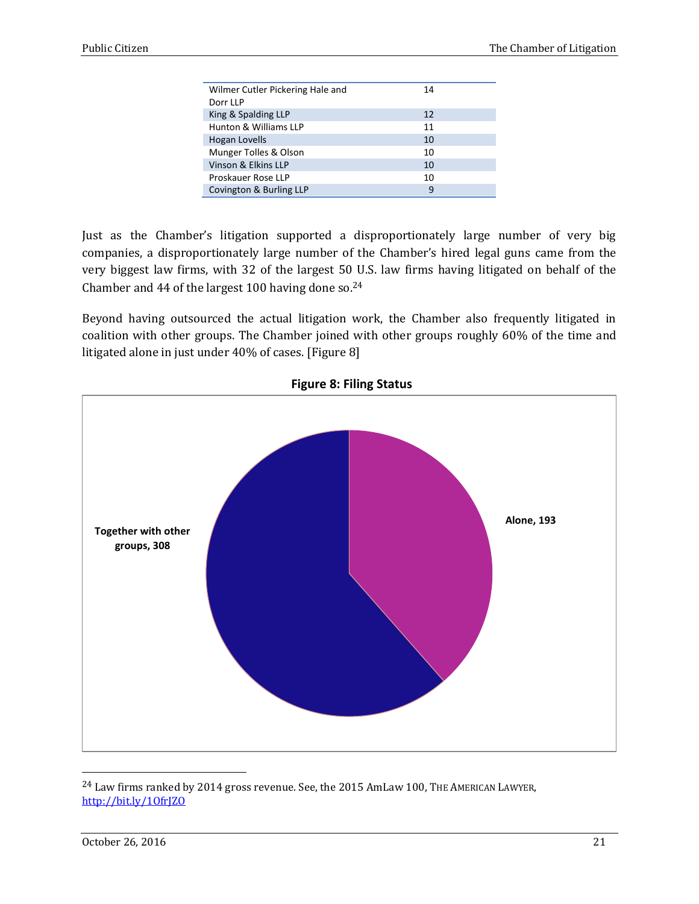| | |
|---|---|
| Wilmer Cutler Pickering Hale and Dorr LLP | 14 |
| King & Spalding LLP | 12 |
| Hunton & Williams LLP | 11 |
| Hogan Lovells | 10 |
| Munger Tolles & Olson | 10 |
| Vinson & Elkins LLP | 10 |
| Proskauer Rose LLP | 10 |
| Covington & Burling LLP | 9 |

Just as the Chamber's litigation supported a disproportionately large number of very big companies, a disproportionately large number of the Chamber's hired legal guns came from the very biggest law firms, with 32 of the largest 50 U.S. law firms having litigated on behalf of the Chamber and 44 of the largest 100 having done so.[24]

Beyond having outsourced the actual litigation work, the Chamber also frequently litigated in coalition with other groups. The Chamber joined with other groups roughly 60% of the time and litigated alone in just under 40% of cases. [Figure 8]

**Figure 8: Filing Status**

| Filing Status | Cases |
|---|---|
| Together with other groups | 308 |
| Alone | 193 |

[24] Law firms ranked by 2014 gross revenue. See, the 2015 AmLaw 100, THE AMERICAN LAWYER, http://bit.ly/1OfrJZO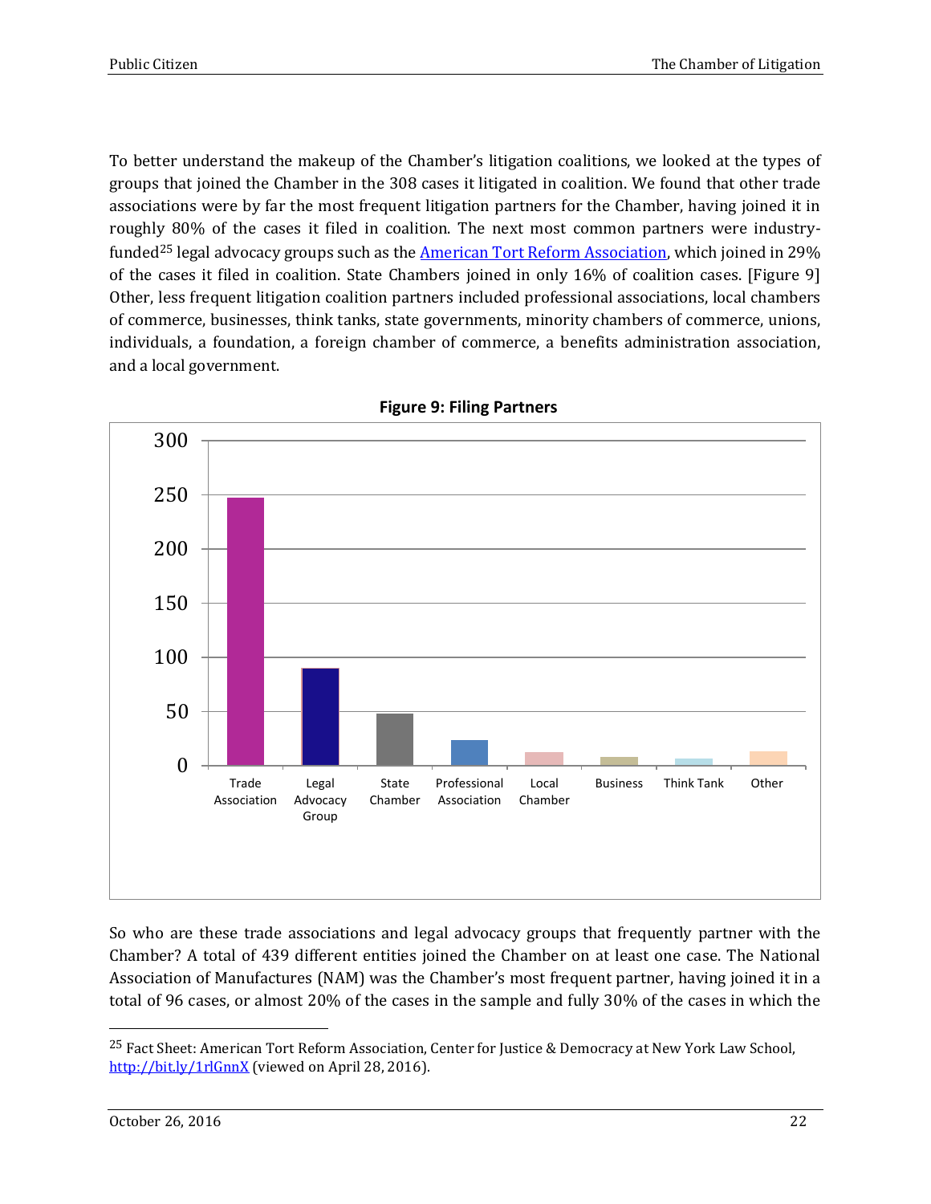To better understand the makeup of the Chamber's litigation coalitions, we looked at the types of groups that joined the Chamber in the 308 cases it litigated in coalition. We found that other trade associations were by far the most frequent litigation partners for the Chamber, having joined it in roughly 80% of the cases it filed in coalition. The next most common partners were industry-funded[25] legal advocacy groups such as the [American Tort Reform Association](), which joined in 29% of the cases it filed in coalition. State Chambers joined in only 16% of coalition cases. [Figure 9] Other, less frequent litigation coalition partners included professional associations, local chambers of commerce, businesses, think tanks, state governments, minority chambers of commerce, unions, individuals, a foundation, a foreign chamber of commerce, a benefits administration association, and a local government.

**Figure 9: Filing Partners**

| Category | Count (approx.) |
|---|---|
| Trade Association | ~247 |
| Legal Advocacy Group | ~90 |
| State Chamber | ~48 |
| Professional Association | ~24 |
| Local Chamber | ~13 |
| Business | ~8 |
| Think Tank | ~7 |
| Other | ~13 |

So who are these trade associations and legal advocacy groups that frequently partner with the Chamber? A total of 439 different entities joined the Chamber on at least one case. The National Association of Manufactures (NAM) was the Chamber's most frequent partner, having joined it in a total of 96 cases, or almost 20% of the cases in the sample and fully 30% of the cases in which the

---

[25] Fact Sheet: American Tort Reform Association, Center for Justice & Democracy at New York Law School, http://bit.ly/1rlGnnX (viewed on April 28, 2016).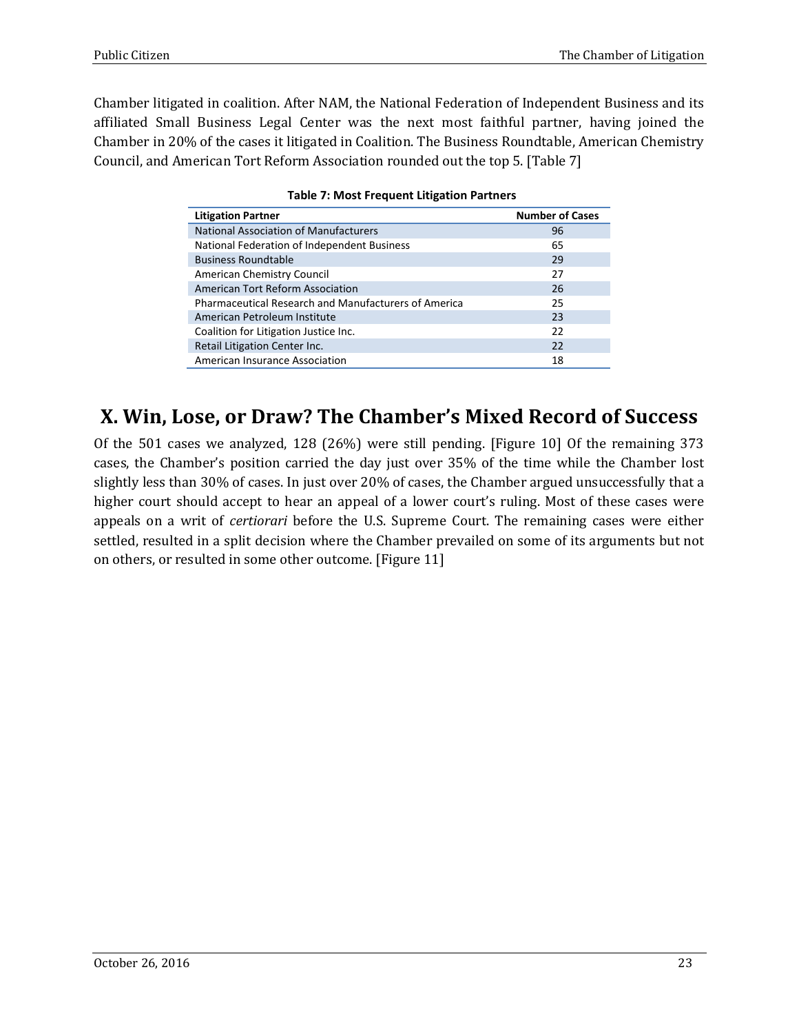Chamber litigated in coalition. After NAM, the National Federation of Independent Business and its affiliated Small Business Legal Center was the next most faithful partner, having joined the Chamber in 20% of the cases it litigated in Coalition. The Business Roundtable, American Chemistry Council, and American Tort Reform Association rounded out the top 5. [Table 7]

**Table 7: Most Frequent Litigation Partners**

| Litigation Partner | Number of Cases |
|---|---|
| National Association of Manufacturers | 96 |
| National Federation of Independent Business | 65 |
| Business Roundtable | 29 |
| American Chemistry Council | 27 |
| American Tort Reform Association | 26 |
| Pharmaceutical Research and Manufacturers of America | 25 |
| American Petroleum Institute | 23 |
| Coalition for Litigation Justice Inc. | 22 |
| Retail Litigation Center Inc. | 22 |
| American Insurance Association | 18 |

# X. Win, Lose, or Draw? The Chamber's Mixed Record of Success

Of the 501 cases we analyzed, 128 (26%) were still pending. [Figure 10] Of the remaining 373 cases, the Chamber's position carried the day just over 35% of the time while the Chamber lost slightly less than 30% of cases. In just over 20% of cases, the Chamber argued unsuccessfully that a higher court should accept to hear an appeal of a lower court's ruling. Most of these cases were appeals on a writ of *certiorari* before the U.S. Supreme Court. The remaining cases were either settled, resulted in a split decision where the Chamber prevailed on some of its arguments but not on others, or resulted in some other outcome. [Figure 11]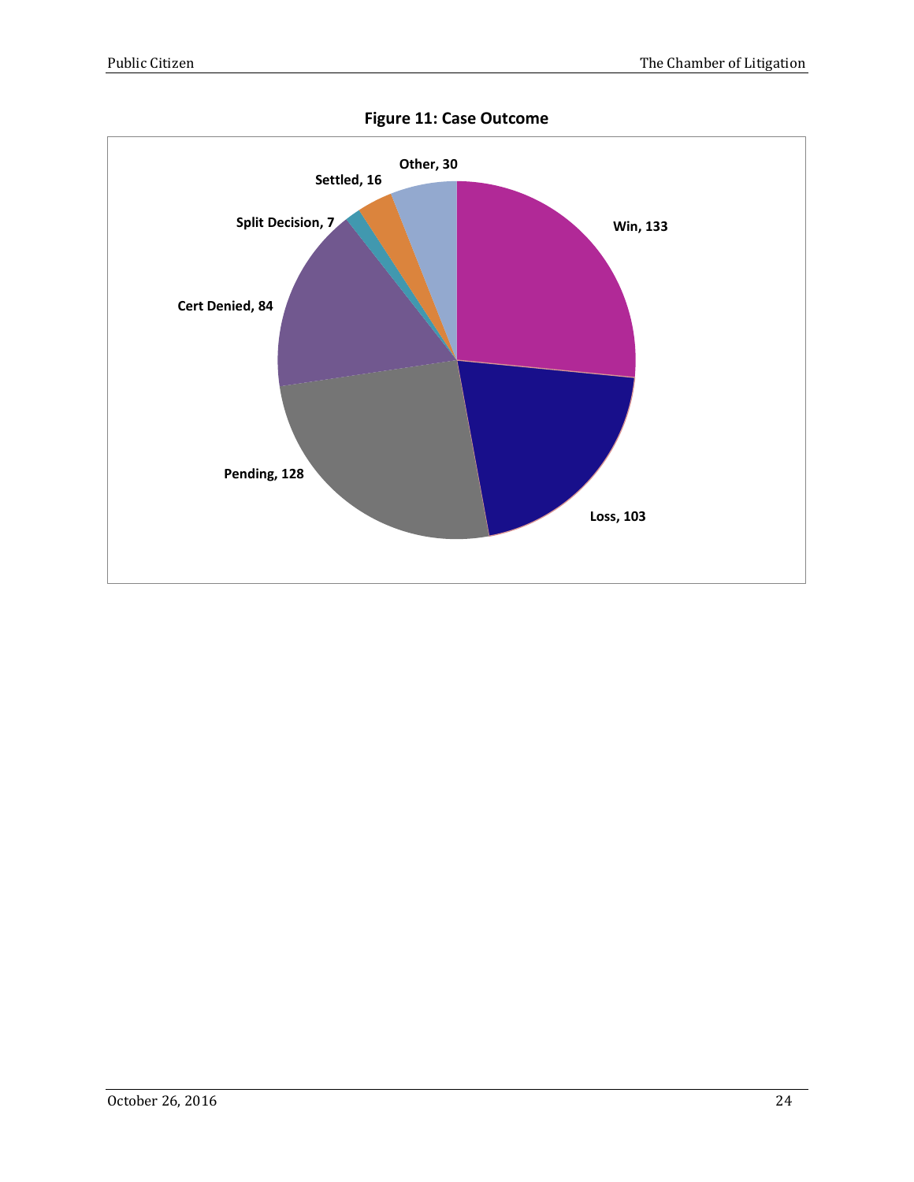**Figure 11: Case Outcome**

| Outcome | Count |
|---|---|
| Win | 133 |
| Loss | 103 |
| Pending | 128 |
| Cert Denied | 84 |
| Split Decision | 7 |
| Settled | 16 |
| Other | 30 |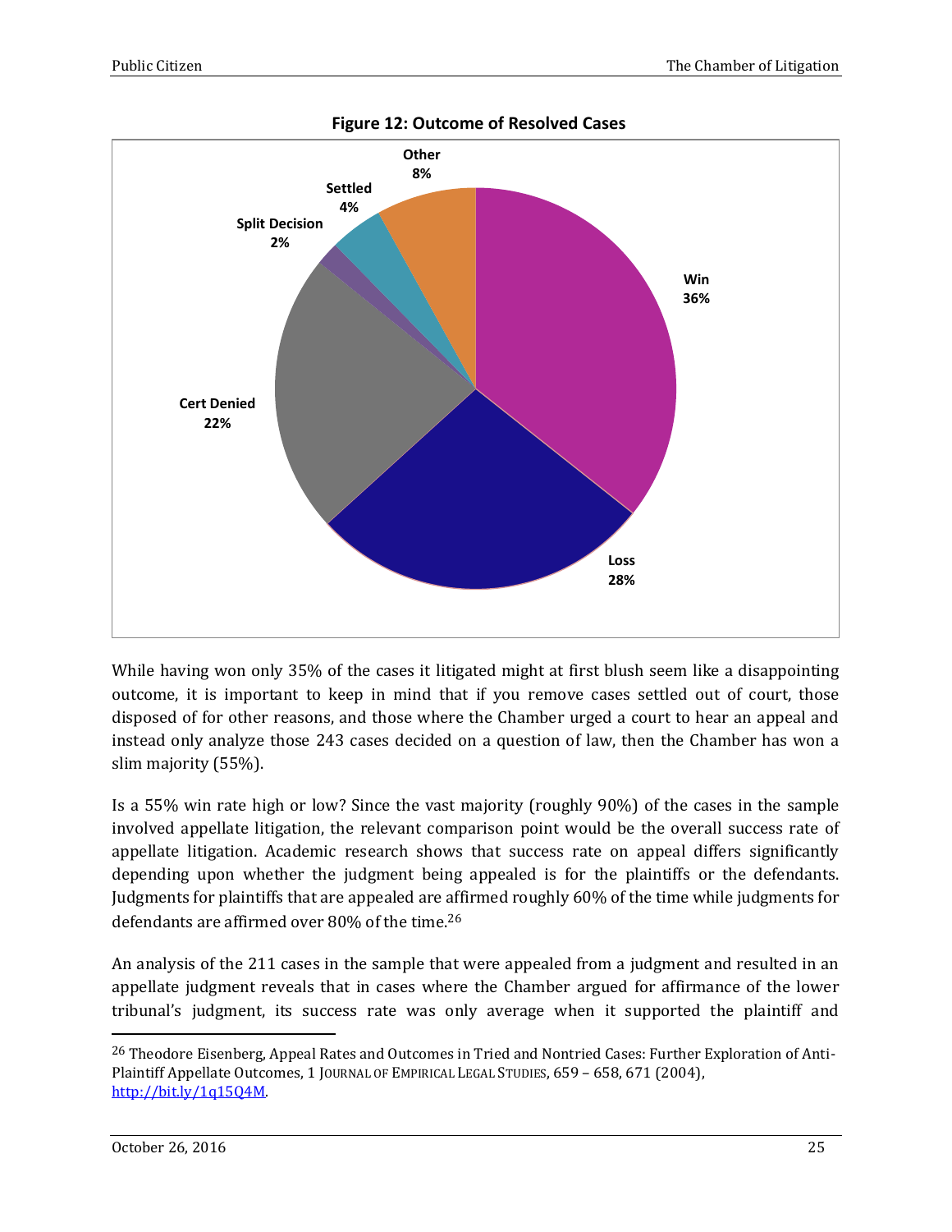**Figure 12: Outcome of Resolved Cases**

| Outcome | Percentage |
|---|---|
| Win | 36% |
| Loss | 28% |
| Cert Denied | 22% |
| Split Decision | 2% |
| Settled | 4% |
| Other | 8% |

While having won only 35% of the cases it litigated might at first blush seem like a disappointing outcome, it is important to keep in mind that if you remove cases settled out of court, those disposed of for other reasons, and those where the Chamber urged a court to hear an appeal and instead only analyze those 243 cases decided on a question of law, then the Chamber has won a slim majority (55%).

Is a 55% win rate high or low? Since the vast majority (roughly 90%) of the cases in the sample involved appellate litigation, the relevant comparison point would be the overall success rate of appellate litigation. Academic research shows that success rate on appeal differs significantly depending upon whether the judgment being appealed is for the plaintiffs or the defendants. Judgments for plaintiffs that are appealed are affirmed roughly 60% of the time while judgments for defendants are affirmed over 80% of the time.[26]

An analysis of the 211 cases in the sample that were appealed from a judgment and resulted in an appellate judgment reveals that in cases where the Chamber argued for affirmance of the lower tribunal's judgment, its success rate was only average when it supported the plaintiff and

---

[26] Theodore Eisenberg, Appeal Rates and Outcomes in Tried and Nontried Cases: Further Exploration of Anti-Plaintiff Appellate Outcomes, 1 JOURNAL OF EMPIRICAL LEGAL STUDIES, 659 – 658, 671 (2004), http://bit.ly/1q15Q4M.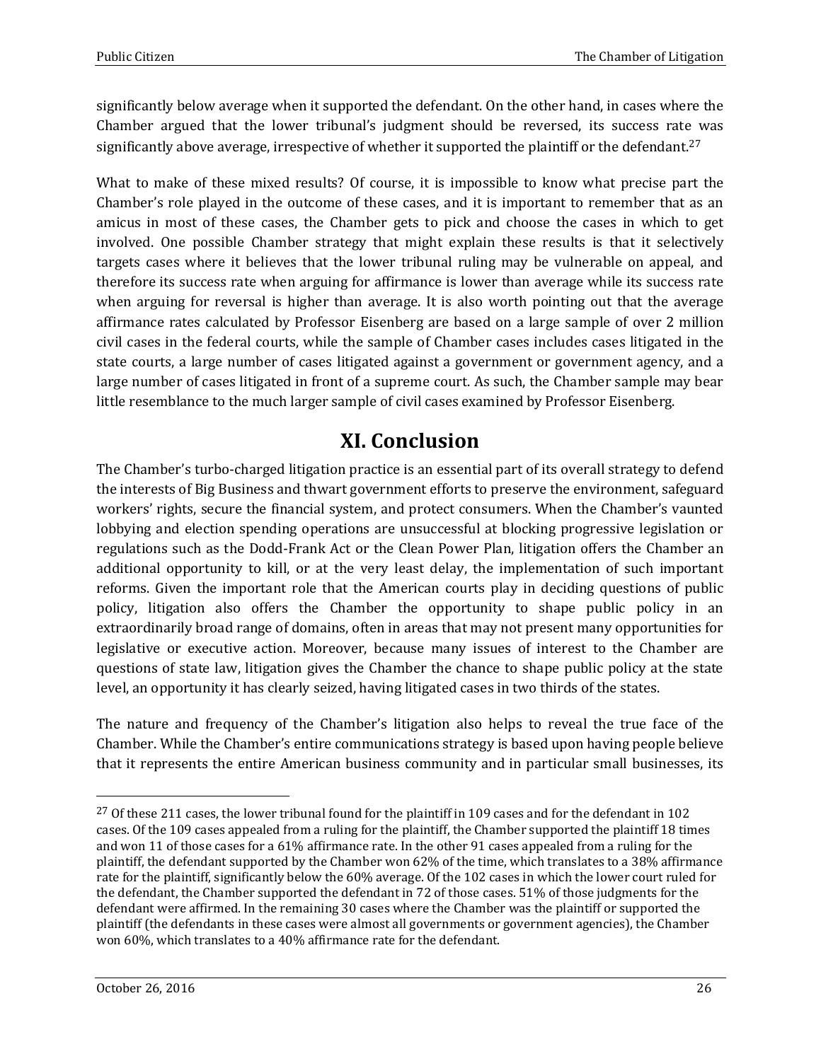significantly below average when it supported the defendant. On the other hand, in cases where the Chamber argued that the lower tribunal's judgment should be reversed, its success rate was significantly above average, irrespective of whether it supported the plaintiff or the defendant.[27]

What to make of these mixed results? Of course, it is impossible to know what precise part the Chamber's role played in the outcome of these cases, and it is important to remember that as an amicus in most of these cases, the Chamber gets to pick and choose the cases in which to get involved. One possible Chamber strategy that might explain these results is that it selectively targets cases where it believes that the lower tribunal ruling may be vulnerable on appeal, and therefore its success rate when arguing for affirmance is lower than average while its success rate when arguing for reversal is higher than average. It is also worth pointing out that the average affirmance rates calculated by Professor Eisenberg are based on a large sample of over 2 million civil cases in the federal courts, while the sample of Chamber cases includes cases litigated in the state courts, a large number of cases litigated against a government or government agency, and a large number of cases litigated in front of a supreme court. As such, the Chamber sample may bear little resemblance to the much larger sample of civil cases examined by Professor Eisenberg.

# XI. Conclusion

The Chamber's turbo-charged litigation practice is an essential part of its overall strategy to defend the interests of Big Business and thwart government efforts to preserve the environment, safeguard workers' rights, secure the financial system, and protect consumers. When the Chamber's vaunted lobbying and election spending operations are unsuccessful at blocking progressive legislation or regulations such as the Dodd-Frank Act or the Clean Power Plan, litigation offers the Chamber an additional opportunity to kill, or at the very least delay, the implementation of such important reforms. Given the important role that the American courts play in deciding questions of public policy, litigation also offers the Chamber the opportunity to shape public policy in an extraordinarily broad range of domains, often in areas that may not present many opportunities for legislative or executive action. Moreover, because many issues of interest to the Chamber are questions of state law, litigation gives the Chamber the chance to shape public policy at the state level, an opportunity it has clearly seized, having litigated cases in two thirds of the states.

The nature and frequency of the Chamber's litigation also helps to reveal the true face of the Chamber. While the Chamber's entire communications strategy is based upon having people believe that it represents the entire American business community and in particular small businesses, its

[27] Of these 211 cases, the lower tribunal found for the plaintiff in 109 cases and for the defendant in 102 cases. Of the 109 cases appealed from a ruling for the plaintiff, the Chamber supported the plaintiff 18 times and won 11 of those cases for a 61% affirmance rate. In the other 91 cases appealed from a ruling for the plaintiff, the defendant supported by the Chamber won 62% of the time, which translates to a 38% affirmance rate for the plaintiff, significantly below the 60% average. Of the 102 cases in which the lower court ruled for the defendant, the Chamber supported the defendant in 72 of those cases. 51% of those judgments for the defendant were affirmed. In the remaining 30 cases where the Chamber was the plaintiff or supported the plaintiff (the defendants in these cases were almost all governments or government agencies), the Chamber won 60%, which translates to a 40% affirmance rate for the defendant.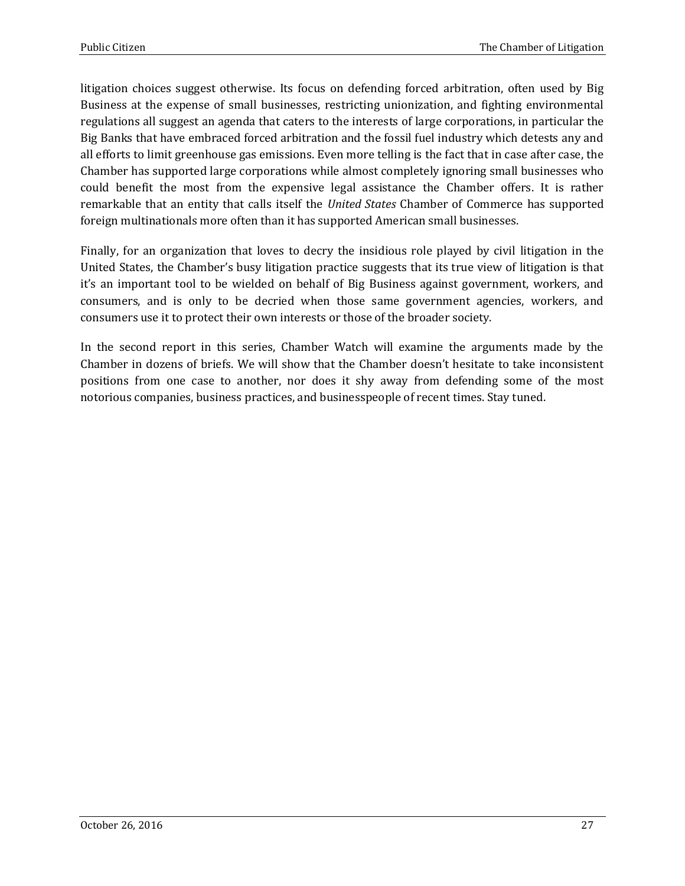litigation choices suggest otherwise. Its focus on defending forced arbitration, often used by Big Business at the expense of small businesses, restricting unionization, and fighting environmental regulations all suggest an agenda that caters to the interests of large corporations, in particular the Big Banks that have embraced forced arbitration and the fossil fuel industry which detests any and all efforts to limit greenhouse gas emissions. Even more telling is the fact that in case after case, the Chamber has supported large corporations while almost completely ignoring small businesses who could benefit the most from the expensive legal assistance the Chamber offers. It is rather remarkable that an entity that calls itself the *United States* Chamber of Commerce has supported foreign multinationals more often than it has supported American small businesses.

Finally, for an organization that loves to decry the insidious role played by civil litigation in the United States, the Chamber's busy litigation practice suggests that its true view of litigation is that it's an important tool to be wielded on behalf of Big Business against government, workers, and consumers, and is only to be decried when those same government agencies, workers, and consumers use it to protect their own interests or those of the broader society.

In the second report in this series, Chamber Watch will examine the arguments made by the Chamber in dozens of briefs. We will show that the Chamber doesn't hesitate to take inconsistent positions from one case to another, nor does it shy away from defending some of the most notorious companies, business practices, and businesspeople of recent times. Stay tuned.